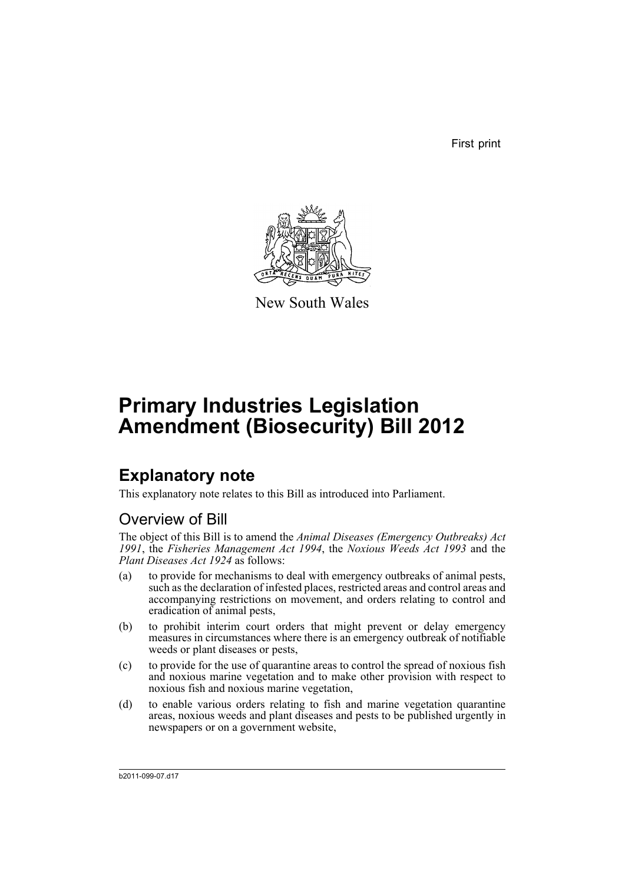First print

New South Wales

# Primary Industries Legislation Amendment (Biosecurity) Bill 2012

## Explanatory note

This explanatory note relates to this Bill as introduced into Parliament.

### Overview of Bill

The object of this Bill is to amend the *Animal Diseases (Emergency Outbreaks) Act 1991*, the *Fisheries Management Act 1994*, the *Noxious Weeds Act 1993* and the *Plant Diseases Act 1924* as follows:

(a) to provide for mechanisms to deal with emergency outbreaks of animal pests, such as the declaration of infested places, restricted areas and control areas and accompanying restrictions on movement, and orders relating to control and eradication of animal pests,

(b) to prohibit interim court orders that might prevent or delay emergency measures in circumstances where there is an emergency outbreak of notifiable weeds or plant diseases or pests,

(c) to provide for the use of quarantine areas to control the spread of noxious fish and noxious marine vegetation and to make other provision with respect to noxious fish and noxious marine vegetation,

(d) to enable various orders relating to fish and marine vegetation quarantine areas, noxious weeds and plant diseases and pests to be published urgently in newspapers or on a government website,

b2011-099-07.d17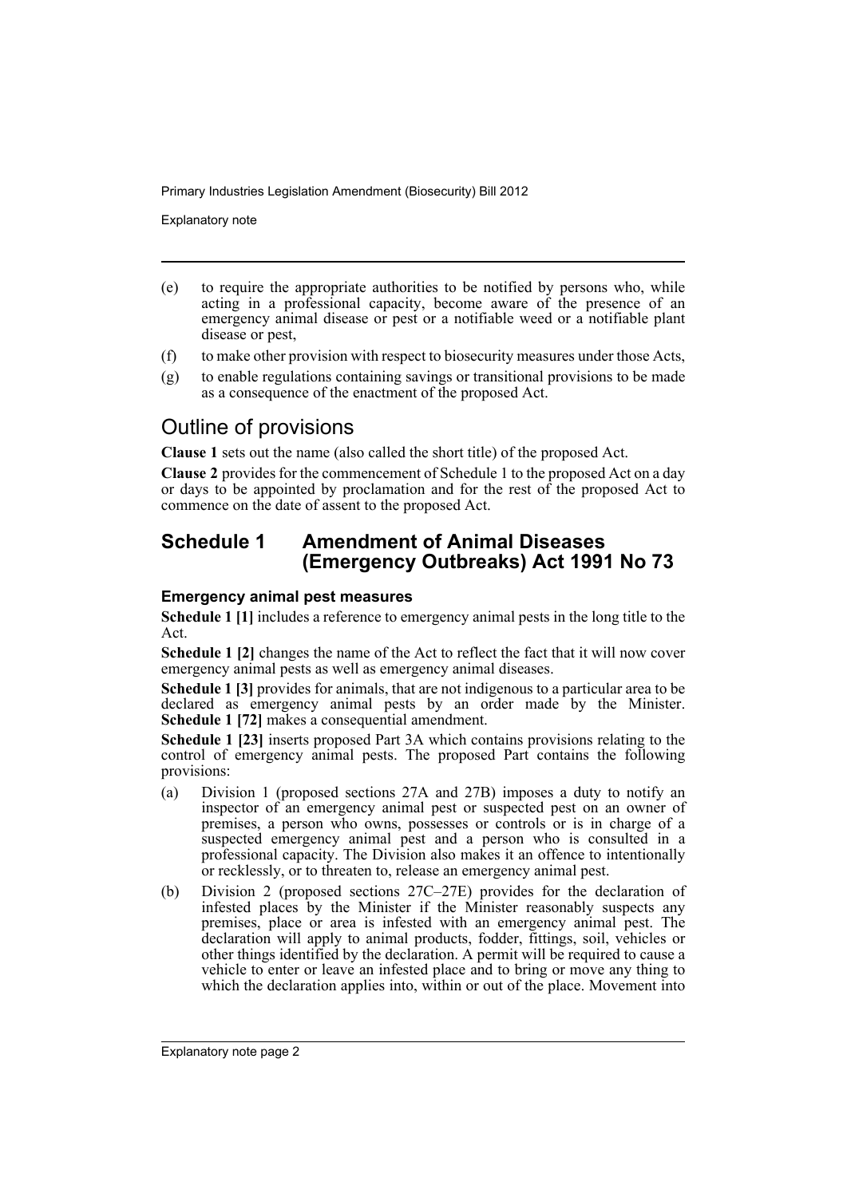(e) to require the appropriate authorities to be notified by persons who, while acting in a professional capacity, become aware of the presence of an emergency animal disease or pest or a notifiable weed or a notifiable plant disease or pest,

(f) to make other provision with respect to biosecurity measures under those Acts,

(g) to enable regulations containing savings or transitional provisions to be made as a consequence of the enactment of the proposed Act.

## Outline of provisions

**Clause 1** sets out the name (also called the short title) of the proposed Act.

**Clause 2** provides for the commencement of Schedule 1 to the proposed Act on a day or days to be appointed by proclamation and for the rest of the proposed Act to commence on the date of assent to the proposed Act.

## Schedule 1 Amendment of Animal Diseases (Emergency Outbreaks) Act 1991 No 73

### Emergency animal pest measures

**Schedule 1 [1]** includes a reference to emergency animal pests in the long title to the Act.

**Schedule 1 [2]** changes the name of the Act to reflect the fact that it will now cover emergency animal pests as well as emergency animal diseases.

**Schedule 1 [3]** provides for animals, that are not indigenous to a particular area to be declared as emergency animal pests by an order made by the Minister. **Schedule 1 [72]** makes a consequential amendment.

**Schedule 1 [23]** inserts proposed Part 3A which contains provisions relating to the control of emergency animal pests. The proposed Part contains the following provisions:

(a) Division 1 (proposed sections 27A and 27B) imposes a duty to notify an inspector of an emergency animal pest or suspected pest on an owner of premises, a person who owns, possesses or controls or is in charge of a suspected emergency animal pest and a person who is consulted in a professional capacity. The Division also makes it an offence to intentionally or recklessly, or to threaten to, release an emergency animal pest.

(b) Division 2 (proposed sections 27C–27E) provides for the declaration of infested places by the Minister if the Minister reasonably suspects any premises, place or area is infested with an emergency animal pest. The declaration will apply to animal products, fodder, fittings, soil, vehicles or other things identified by the declaration. A permit will be required to cause a vehicle to enter or leave an infested place and to bring or move any thing to which the declaration applies into, within or out of the place. Movement into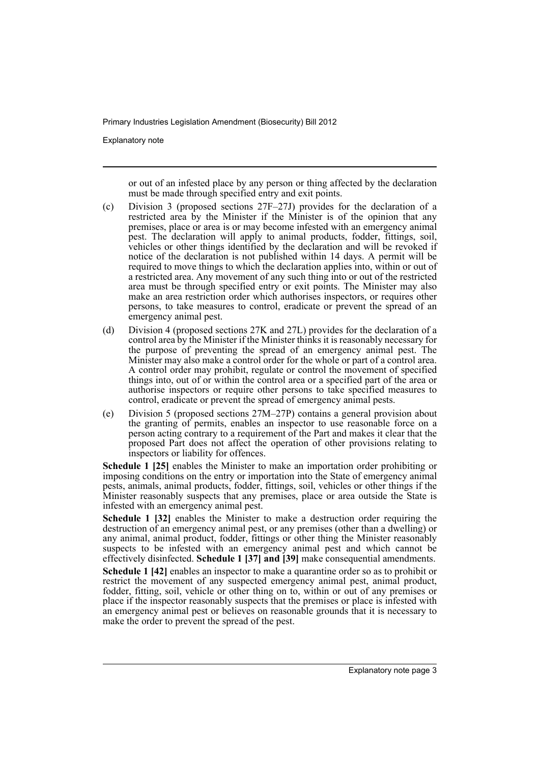or out of an infested place by any person or thing affected by the declaration must be made through specified entry and exit points.

(c) Division 3 (proposed sections 27F–27J) provides for the declaration of a restricted area by the Minister if the Minister is of the opinion that any premises, place or area is or may become infested with an emergency animal pest. The declaration will apply to animal products, fodder, fittings, soil, vehicles or other things identified by the declaration and will be revoked if notice of the declaration is not published within 14 days. A permit will be required to move things to which the declaration applies into, within or out of a restricted area. Any movement of any such thing into or out of the restricted area must be through specified entry or exit points. The Minister may also make an area restriction order which authorises inspectors, or requires other persons, to take measures to control, eradicate or prevent the spread of an emergency animal pest.

(d) Division 4 (proposed sections 27K and 27L) provides for the declaration of a control area by the Minister if the Minister thinks it is reasonably necessary for the purpose of preventing the spread of an emergency animal pest. The Minister may also make a control order for the whole or part of a control area. A control order may prohibit, regulate or control the movement of specified things into, out of or within the control area or a specified part of the area or authorise inspectors or require other persons to take specified measures to control, eradicate or prevent the spread of emergency animal pests.

(e) Division 5 (proposed sections 27M–27P) contains a general provision about the granting of permits, enables an inspector to use reasonable force on a person acting contrary to a requirement of the Part and makes it clear that the proposed Part does not affect the operation of other provisions relating to inspectors or liability for offences.

**Schedule 1 [25]** enables the Minister to make an importation order prohibiting or imposing conditions on the entry or importation into the State of emergency animal pests, animals, animal products, fodder, fittings, soil, vehicles or other things if the Minister reasonably suspects that any premises, place or area outside the State is infested with an emergency animal pest.

**Schedule 1 [32]** enables the Minister to make a destruction order requiring the destruction of an emergency animal pest, or any premises (other than a dwelling) or any animal, animal product, fodder, fittings or other thing the Minister reasonably suspects to be infested with an emergency animal pest and which cannot be effectively disinfected. **Schedule 1 [37] and [39]** make consequential amendments.

**Schedule 1 [42]** enables an inspector to make a quarantine order so as to prohibit or restrict the movement of any suspected emergency animal pest, animal product, fodder, fitting, soil, vehicle or other thing on to, within or out of any premises or place if the inspector reasonably suspects that the premises or place is infested with an emergency animal pest or believes on reasonable grounds that it is necessary to make the order to prevent the spread of the pest.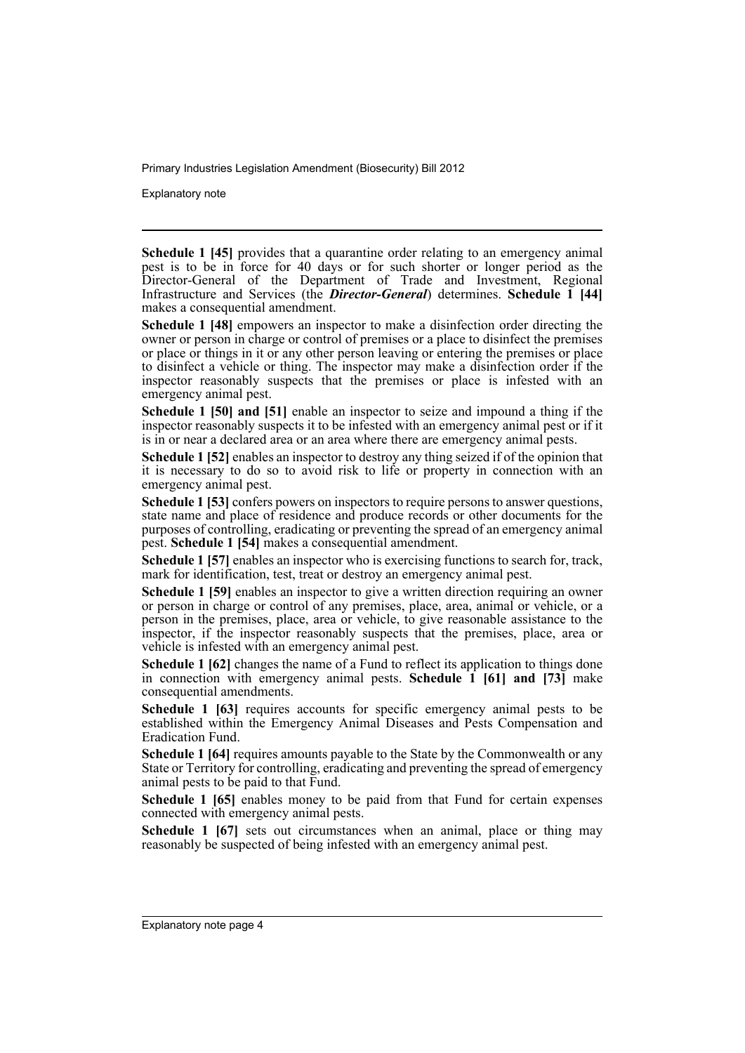**Schedule 1 [45]** provides that a quarantine order relating to an emergency animal pest is to be in force for 40 days or for such shorter or longer period as the Director-General of the Department of Trade and Investment, Regional Infrastructure and Services (the ***Director-General***) determines. **Schedule 1 [44]** makes a consequential amendment.

**Schedule 1 [48]** empowers an inspector to make a disinfection order directing the owner or person in charge or control of premises or a place to disinfect the premises or place or things in it or any other person leaving or entering the premises or place to disinfect a vehicle or thing. The inspector may make a disinfection order if the inspector reasonably suspects that the premises or place is infested with an emergency animal pest.

**Schedule 1 [50] and [51]** enable an inspector to seize and impound a thing if the inspector reasonably suspects it to be infested with an emergency animal pest or if it is in or near a declared area or an area where there are emergency animal pests.

**Schedule 1 [52]** enables an inspector to destroy any thing seized if of the opinion that it is necessary to do so to avoid risk to life or property in connection with an emergency animal pest.

**Schedule 1 [53]** confers powers on inspectors to require persons to answer questions, state name and place of residence and produce records or other documents for the purposes of controlling, eradicating or preventing the spread of an emergency animal pest. **Schedule 1 [54]** makes a consequential amendment.

**Schedule 1 [57]** enables an inspector who is exercising functions to search for, track, mark for identification, test, treat or destroy an emergency animal pest.

**Schedule 1 [59]** enables an inspector to give a written direction requiring an owner or person in charge or control of any premises, place, area, animal or vehicle, or a person in the premises, place, area or vehicle, to give reasonable assistance to the inspector, if the inspector reasonably suspects that the premises, place, area or vehicle is infested with an emergency animal pest.

**Schedule 1 [62]** changes the name of a Fund to reflect its application to things done in connection with emergency animal pests. **Schedule 1 [61] and [73]** make consequential amendments.

**Schedule 1 [63]** requires accounts for specific emergency animal pests to be established within the Emergency Animal Diseases and Pests Compensation and Eradication Fund.

**Schedule 1 [64]** requires amounts payable to the State by the Commonwealth or any State or Territory for controlling, eradicating and preventing the spread of emergency animal pests to be paid to that Fund.

**Schedule 1 [65]** enables money to be paid from that Fund for certain expenses connected with emergency animal pests.

**Schedule 1 [67]** sets out circumstances when an animal, place or thing may reasonably be suspected of being infested with an emergency animal pest.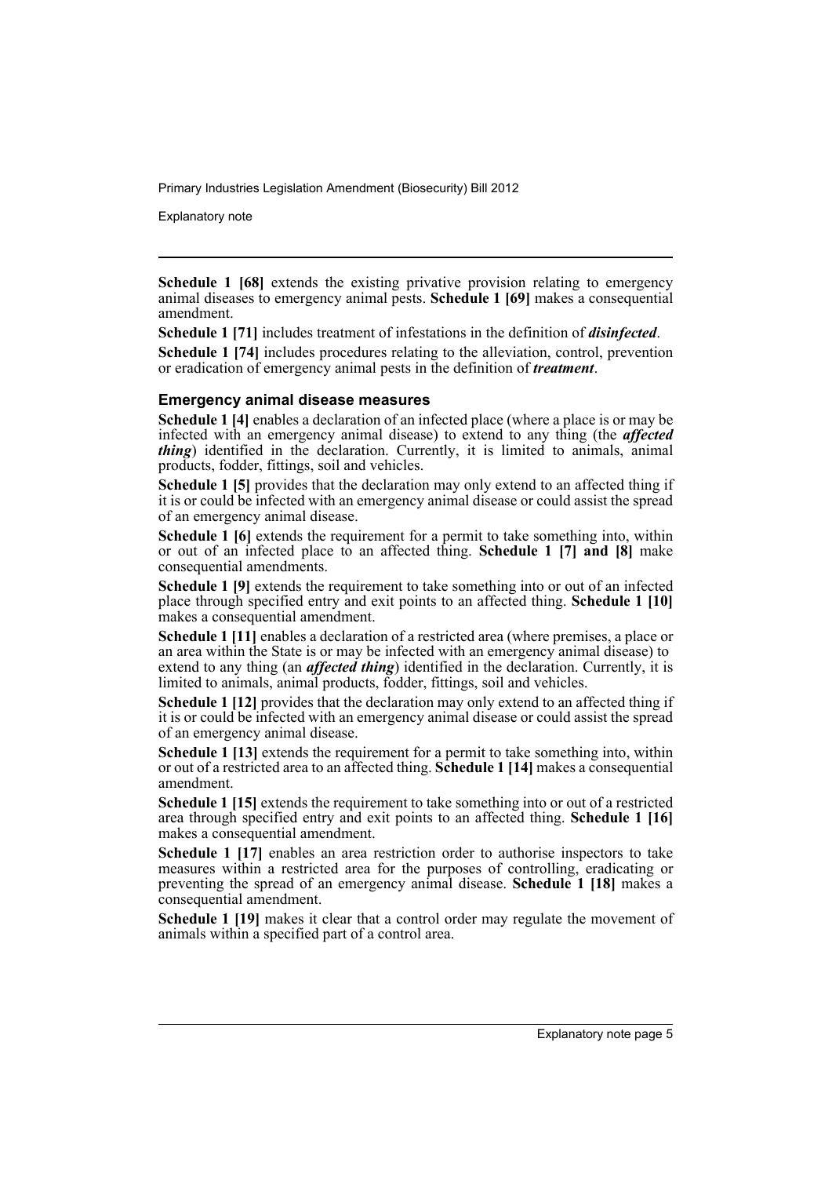**Schedule 1 [68]** extends the existing privative provision relating to emergency animal diseases to emergency animal pests. **Schedule 1 [69]** makes a consequential amendment.

**Schedule 1 [71]** includes treatment of infestations in the definition of ***disinfected***.

**Schedule 1 [74]** includes procedures relating to the alleviation, control, prevention or eradication of emergency animal pests in the definition of ***treatment***.

### Emergency animal disease measures

**Schedule 1 [4]** enables a declaration of an infected place (where a place is or may be infected with an emergency animal disease) to extend to any thing (the ***affected thing***) identified in the declaration. Currently, it is limited to animals, animal products, fodder, fittings, soil and vehicles.

**Schedule 1 [5]** provides that the declaration may only extend to an affected thing if it is or could be infected with an emergency animal disease or could assist the spread of an emergency animal disease.

**Schedule 1 [6]** extends the requirement for a permit to take something into, within or out of an infected place to an affected thing. **Schedule 1 [7] and [8]** make consequential amendments.

**Schedule 1 [9]** extends the requirement to take something into or out of an infected place through specified entry and exit points to an affected thing. **Schedule 1 [10]** makes a consequential amendment.

**Schedule 1 [11]** enables a declaration of a restricted area (where premises, a place or an area within the State is or may be infected with an emergency animal disease) to extend to any thing (an ***affected thing***) identified in the declaration. Currently, it is limited to animals, animal products, fodder, fittings, soil and vehicles.

**Schedule 1 [12]** provides that the declaration may only extend to an affected thing if it is or could be infected with an emergency animal disease or could assist the spread of an emergency animal disease.

**Schedule 1 [13]** extends the requirement for a permit to take something into, within or out of a restricted area to an affected thing. **Schedule 1 [14]** makes a consequential amendment.

**Schedule 1 [15]** extends the requirement to take something into or out of a restricted area through specified entry and exit points to an affected thing. **Schedule 1 [16]** makes a consequential amendment.

**Schedule 1 [17]** enables an area restriction order to authorise inspectors to take measures within a restricted area for the purposes of controlling, eradicating or preventing the spread of an emergency animal disease. **Schedule 1 [18]** makes a consequential amendment.

**Schedule 1 [19]** makes it clear that a control order may regulate the movement of animals within a specified part of a control area.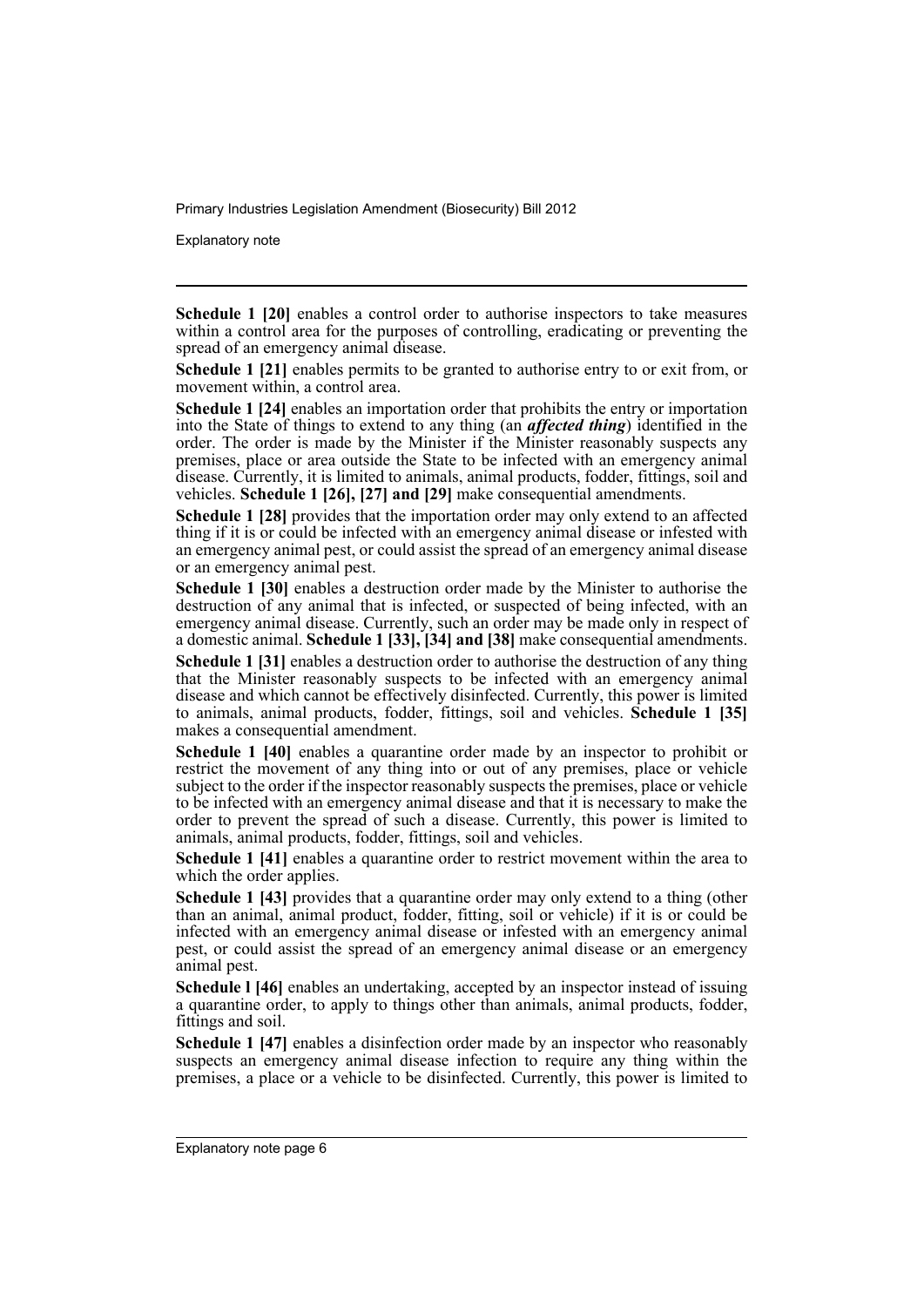**Schedule 1 [20]** enables a control order to authorise inspectors to take measures within a control area for the purposes of controlling, eradicating or preventing the spread of an emergency animal disease.

**Schedule 1 [21]** enables permits to be granted to authorise entry to or exit from, or movement within, a control area.

**Schedule 1 [24]** enables an importation order that prohibits the entry or importation into the State of things to extend to any thing (an ***affected thing***) identified in the order. The order is made by the Minister if the Minister reasonably suspects any premises, place or area outside the State to be infected with an emergency animal disease. Currently, it is limited to animals, animal products, fodder, fittings, soil and vehicles. **Schedule 1 [26], [27] and [29]** make consequential amendments.

**Schedule 1 [28]** provides that the importation order may only extend to an affected thing if it is or could be infected with an emergency animal disease or infested with an emergency animal pest, or could assist the spread of an emergency animal disease or an emergency animal pest.

**Schedule 1 [30]** enables a destruction order made by the Minister to authorise the destruction of any animal that is infected, or suspected of being infected, with an emergency animal disease. Currently, such an order may be made only in respect of a domestic animal. **Schedule 1 [33], [34] and [38]** make consequential amendments.

**Schedule 1 [31]** enables a destruction order to authorise the destruction of any thing that the Minister reasonably suspects to be infected with an emergency animal disease and which cannot be effectively disinfected. Currently, this power is limited to animals, animal products, fodder, fittings, soil and vehicles. **Schedule 1 [35]** makes a consequential amendment.

**Schedule 1 [40]** enables a quarantine order made by an inspector to prohibit or restrict the movement of any thing into or out of any premises, place or vehicle subject to the order if the inspector reasonably suspects the premises, place or vehicle to be infected with an emergency animal disease and that it is necessary to make the order to prevent the spread of such a disease. Currently, this power is limited to animals, animal products, fodder, fittings, soil and vehicles.

**Schedule 1 [41]** enables a quarantine order to restrict movement within the area to which the order applies.

**Schedule 1 [43]** provides that a quarantine order may only extend to a thing (other than an animal, animal product, fodder, fitting, soil or vehicle) if it is or could be infected with an emergency animal disease or infested with an emergency animal pest, or could assist the spread of an emergency animal disease or an emergency animal pest.

**Schedule l [46]** enables an undertaking, accepted by an inspector instead of issuing a quarantine order, to apply to things other than animals, animal products, fodder, fittings and soil.

**Schedule 1 [47]** enables a disinfection order made by an inspector who reasonably suspects an emergency animal disease infection to require any thing within the premises, a place or a vehicle to be disinfected. Currently, this power is limited to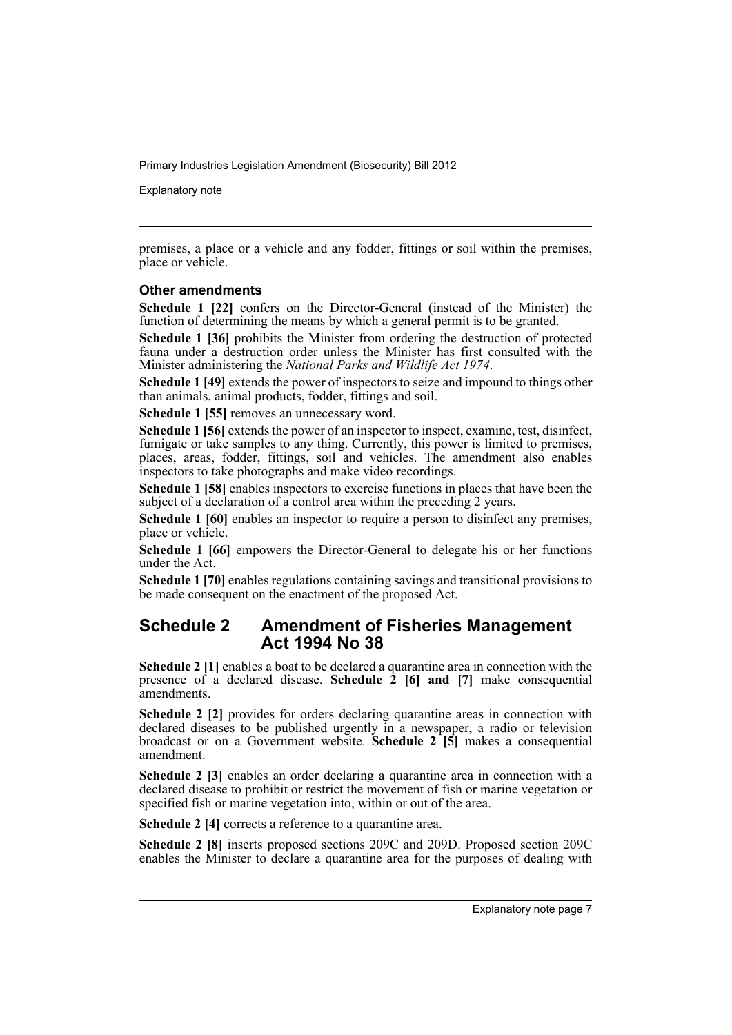premises, a place or a vehicle and any fodder, fittings or soil within the premises, place or vehicle.

### Other amendments

**Schedule 1 [22]** confers on the Director-General (instead of the Minister) the function of determining the means by which a general permit is to be granted.

**Schedule 1 [36]** prohibits the Minister from ordering the destruction of protected fauna under a destruction order unless the Minister has first consulted with the Minister administering the *National Parks and Wildlife Act 1974*.

**Schedule 1 [49]** extends the power of inspectors to seize and impound to things other than animals, animal products, fodder, fittings and soil.

**Schedule 1 [55]** removes an unnecessary word.

**Schedule 1 [56]** extends the power of an inspector to inspect, examine, test, disinfect, fumigate or take samples to any thing. Currently, this power is limited to premises, places, areas, fodder, fittings, soil and vehicles. The amendment also enables inspectors to take photographs and make video recordings.

**Schedule 1 [58]** enables inspectors to exercise functions in places that have been the subject of a declaration of a control area within the preceding 2 years.

**Schedule 1 [60]** enables an inspector to require a person to disinfect any premises, place or vehicle.

**Schedule 1 [66]** empowers the Director-General to delegate his or her functions under the Act.

**Schedule 1 [70]** enables regulations containing savings and transitional provisions to be made consequent on the enactment of the proposed Act.

## Schedule 2 Amendment of Fisheries Management Act 1994 No 38

**Schedule 2 [1]** enables a boat to be declared a quarantine area in connection with the presence of a declared disease. **Schedule 2 [6] and [7]** make consequential amendments.

**Schedule 2 [2]** provides for orders declaring quarantine areas in connection with declared diseases to be published urgently in a newspaper, a radio or television broadcast or on a Government website. **Schedule 2 [5]** makes a consequential amendment.

**Schedule 2 [3]** enables an order declaring a quarantine area in connection with a declared disease to prohibit or restrict the movement of fish or marine vegetation or specified fish or marine vegetation into, within or out of the area.

**Schedule 2 [4]** corrects a reference to a quarantine area.

**Schedule 2 [8]** inserts proposed sections 209C and 209D. Proposed section 209C enables the Minister to declare a quarantine area for the purposes of dealing with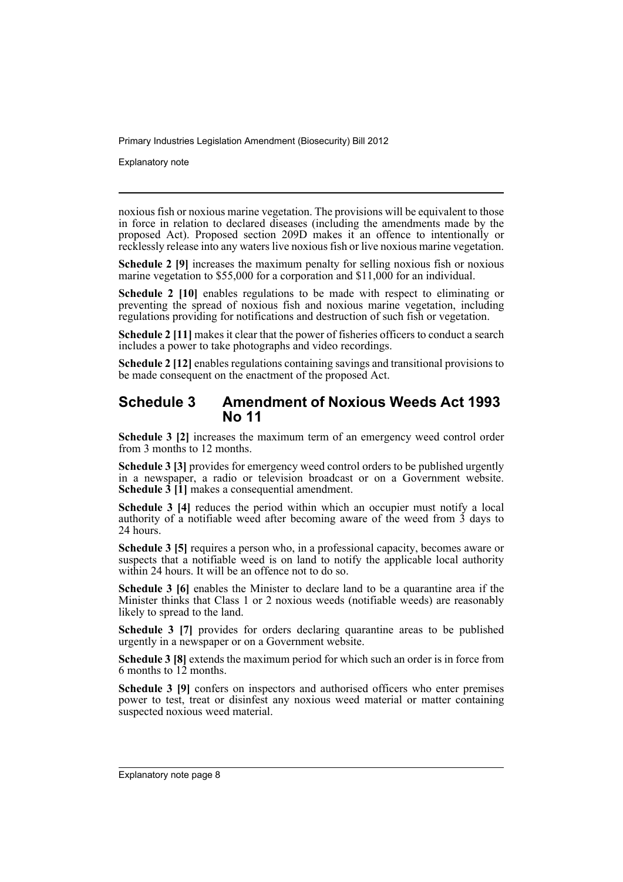noxious fish or noxious marine vegetation. The provisions will be equivalent to those in force in relation to declared diseases (including the amendments made by the proposed Act). Proposed section 209D makes it an offence to intentionally or recklessly release into any waters live noxious fish or live noxious marine vegetation.

**Schedule 2 [9]** increases the maximum penalty for selling noxious fish or noxious marine vegetation to $55,000 for a corporation and $11,000 for an individual.

**Schedule 2 [10]** enables regulations to be made with respect to eliminating or preventing the spread of noxious fish and noxious marine vegetation, including regulations providing for notifications and destruction of such fish or vegetation.

**Schedule 2 [11]** makes it clear that the power of fisheries officers to conduct a search includes a power to take photographs and video recordings.

**Schedule 2 [12]** enables regulations containing savings and transitional provisions to be made consequent on the enactment of the proposed Act.

## Schedule 3 Amendment of Noxious Weeds Act 1993 No 11

**Schedule 3 [2]** increases the maximum term of an emergency weed control order from 3 months to 12 months.

**Schedule 3 [3]** provides for emergency weed control orders to be published urgently in a newspaper, a radio or television broadcast or on a Government website. **Schedule 3 [1]** makes a consequential amendment.

**Schedule 3 [4]** reduces the period within which an occupier must notify a local authority of a notifiable weed after becoming aware of the weed from 3 days to 24 hours.

**Schedule 3 [5]** requires a person who, in a professional capacity, becomes aware or suspects that a notifiable weed is on land to notify the applicable local authority within 24 hours. It will be an offence not to do so.

**Schedule 3 [6]** enables the Minister to declare land to be a quarantine area if the Minister thinks that Class 1 or 2 noxious weeds (notifiable weeds) are reasonably likely to spread to the land.

**Schedule 3 [7]** provides for orders declaring quarantine areas to be published urgently in a newspaper or on a Government website.

**Schedule 3 [8]** extends the maximum period for which such an order is in force from 6 months to 12 months.

**Schedule 3 [9]** confers on inspectors and authorised officers who enter premises power to test, treat or disinfest any noxious weed material or matter containing suspected noxious weed material.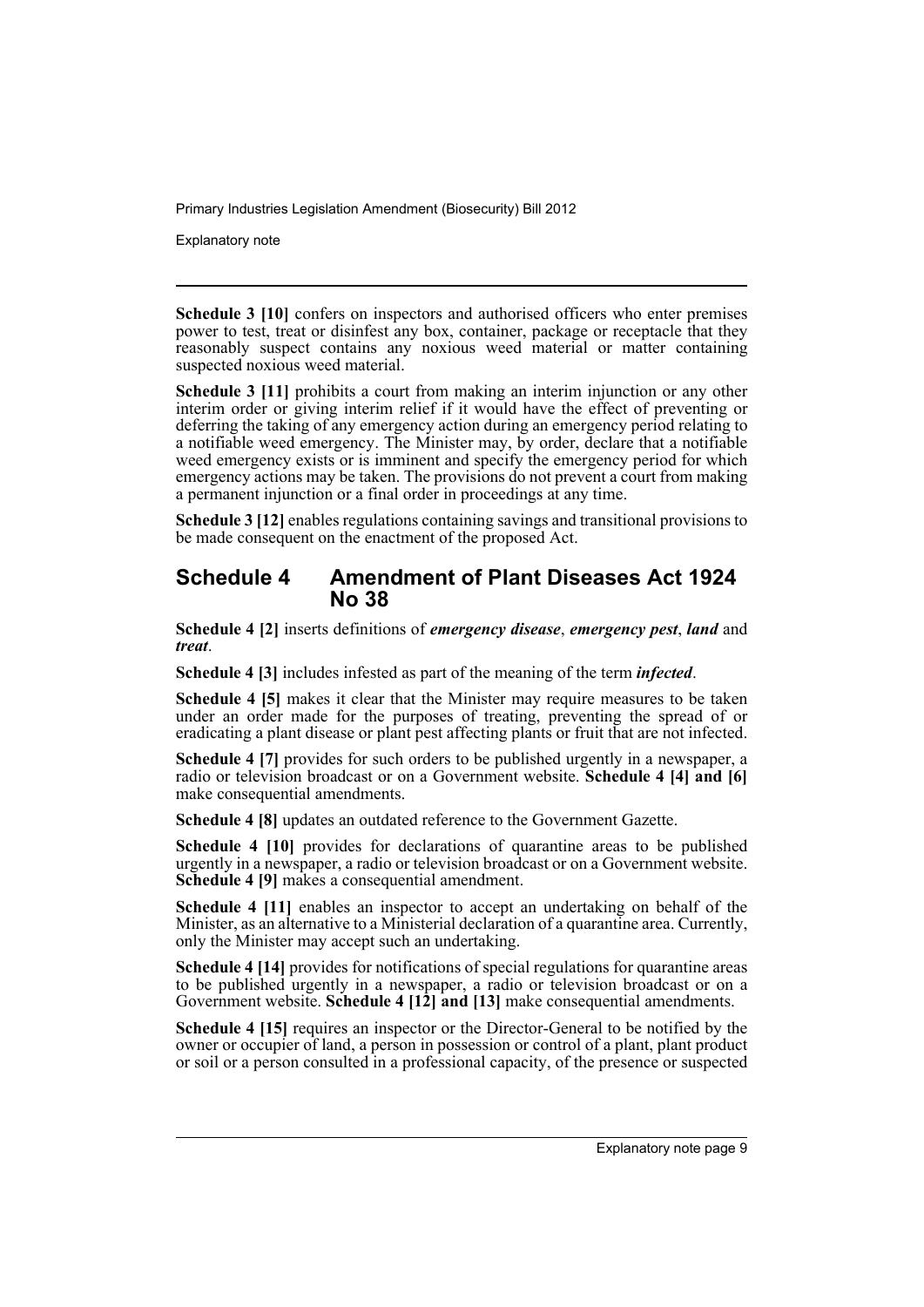**Schedule 3 [10]** confers on inspectors and authorised officers who enter premises power to test, treat or disinfest any box, container, package or receptacle that they reasonably suspect contains any noxious weed material or matter containing suspected noxious weed material.

**Schedule 3 [11]** prohibits a court from making an interim injunction or any other interim order or giving interim relief if it would have the effect of preventing or deferring the taking of any emergency action during an emergency period relating to a notifiable weed emergency. The Minister may, by order, declare that a notifiable weed emergency exists or is imminent and specify the emergency period for which emergency actions may be taken. The provisions do not prevent a court from making a permanent injunction or a final order in proceedings at any time.

**Schedule 3 [12]** enables regulations containing savings and transitional provisions to be made consequent on the enactment of the proposed Act.

## Schedule 4 Amendment of Plant Diseases Act 1924 No 38

**Schedule 4 [2]** inserts definitions of ***emergency disease***, ***emergency pest***, ***land*** and ***treat***.

**Schedule 4 [3]** includes infested as part of the meaning of the term ***infected***.

**Schedule 4 [5]** makes it clear that the Minister may require measures to be taken under an order made for the purposes of treating, preventing the spread of or eradicating a plant disease or plant pest affecting plants or fruit that are not infected.

**Schedule 4 [7]** provides for such orders to be published urgently in a newspaper, a radio or television broadcast or on a Government website. **Schedule 4 [4] and [6]** make consequential amendments.

**Schedule 4 [8]** updates an outdated reference to the Government Gazette.

**Schedule 4 [10]** provides for declarations of quarantine areas to be published urgently in a newspaper, a radio or television broadcast or on a Government website. **Schedule 4 [9]** makes a consequential amendment.

**Schedule 4 [11]** enables an inspector to accept an undertaking on behalf of the Minister, as an alternative to a Ministerial declaration of a quarantine area. Currently, only the Minister may accept such an undertaking.

**Schedule 4 [14]** provides for notifications of special regulations for quarantine areas to be published urgently in a newspaper, a radio or television broadcast or on a Government website. **Schedule 4 [12] and [13]** make consequential amendments.

**Schedule 4 [15]** requires an inspector or the Director-General to be notified by the owner or occupier of land, a person in possession or control of a plant, plant product or soil or a person consulted in a professional capacity, of the presence or suspected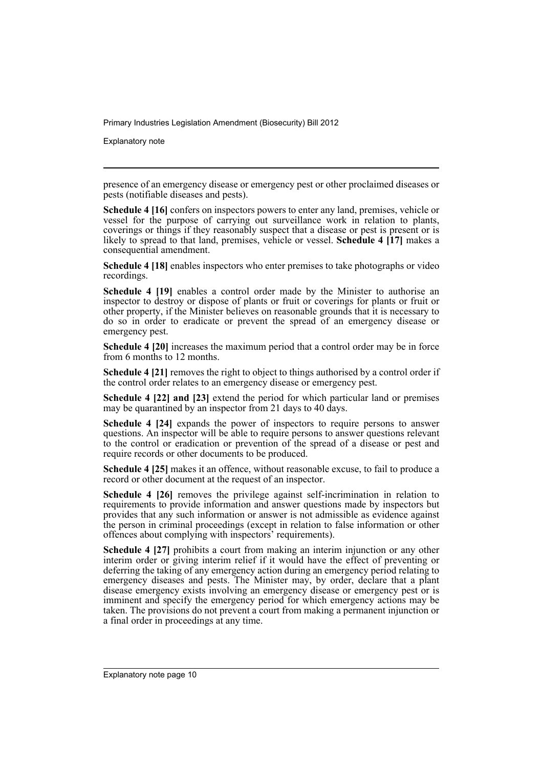presence of an emergency disease or emergency pest or other proclaimed diseases or pests (notifiable diseases and pests).

**Schedule 4 [16]** confers on inspectors powers to enter any land, premises, vehicle or vessel for the purpose of carrying out surveillance work in relation to plants, coverings or things if they reasonably suspect that a disease or pest is present or is likely to spread to that land, premises, vehicle or vessel. **Schedule 4 [17]** makes a consequential amendment.

**Schedule 4 [18]** enables inspectors who enter premises to take photographs or video recordings.

**Schedule 4 [19]** enables a control order made by the Minister to authorise an inspector to destroy or dispose of plants or fruit or coverings for plants or fruit or other property, if the Minister believes on reasonable grounds that it is necessary to do so in order to eradicate or prevent the spread of an emergency disease or emergency pest.

**Schedule 4 [20]** increases the maximum period that a control order may be in force from 6 months to 12 months.

**Schedule 4 [21]** removes the right to object to things authorised by a control order if the control order relates to an emergency disease or emergency pest.

**Schedule 4 [22] and [23]** extend the period for which particular land or premises may be quarantined by an inspector from 21 days to 40 days.

**Schedule 4 [24]** expands the power of inspectors to require persons to answer questions. An inspector will be able to require persons to answer questions relevant to the control or eradication or prevention of the spread of a disease or pest and require records or other documents to be produced.

**Schedule 4 [25]** makes it an offence, without reasonable excuse, to fail to produce a record or other document at the request of an inspector.

**Schedule 4 [26]** removes the privilege against self-incrimination in relation to requirements to provide information and answer questions made by inspectors but provides that any such information or answer is not admissible as evidence against the person in criminal proceedings (except in relation to false information or other offences about complying with inspectors' requirements).

**Schedule 4 [27]** prohibits a court from making an interim injunction or any other interim order or giving interim relief if it would have the effect of preventing or deferring the taking of any emergency action during an emergency period relating to emergency diseases and pests. The Minister may, by order, declare that a plant disease emergency exists involving an emergency disease or emergency pest or is imminent and specify the emergency period for which emergency actions may be taken. The provisions do not prevent a court from making a permanent injunction or a final order in proceedings at any time.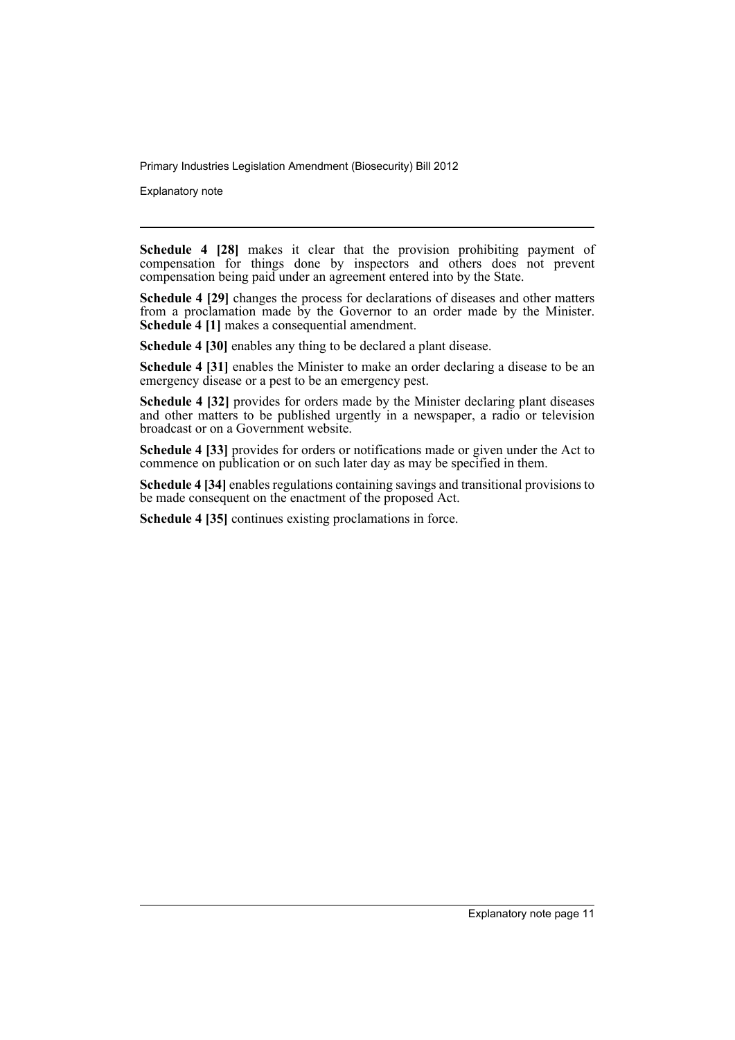**Schedule 4 [28]** makes it clear that the provision prohibiting payment of compensation for things done by inspectors and others does not prevent compensation being paid under an agreement entered into by the State.

**Schedule 4 [29]** changes the process for declarations of diseases and other matters from a proclamation made by the Governor to an order made by the Minister. **Schedule 4 [1]** makes a consequential amendment.

**Schedule 4 [30]** enables any thing to be declared a plant disease.

**Schedule 4 [31]** enables the Minister to make an order declaring a disease to be an emergency disease or a pest to be an emergency pest.

**Schedule 4 [32]** provides for orders made by the Minister declaring plant diseases and other matters to be published urgently in a newspaper, a radio or television broadcast or on a Government website.

**Schedule 4 [33]** provides for orders or notifications made or given under the Act to commence on publication or on such later day as may be specified in them.

**Schedule 4 [34]** enables regulations containing savings and transitional provisions to be made consequent on the enactment of the proposed Act.

**Schedule 4 [35]** continues existing proclamations in force.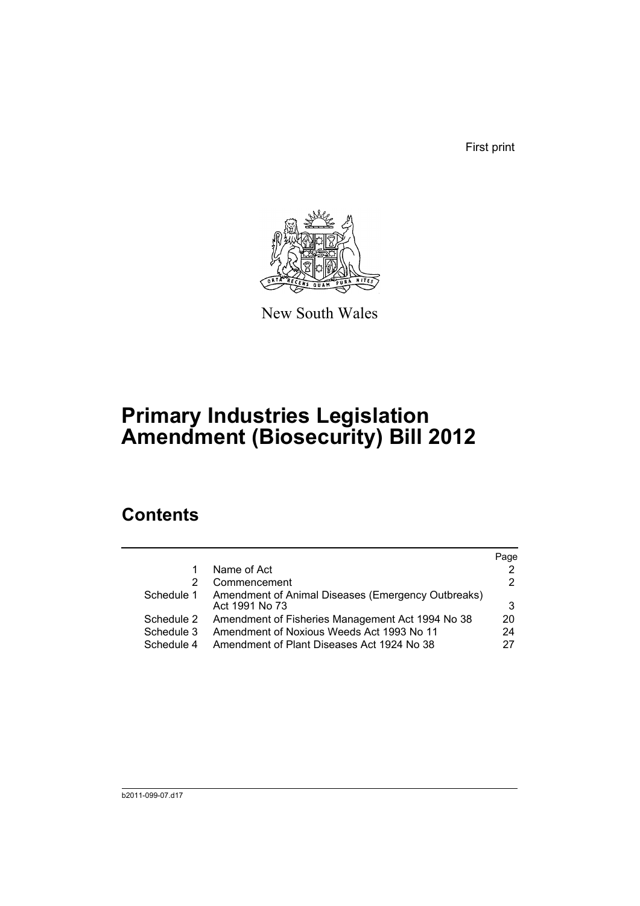First print

New South Wales

# Primary Industries Legislation Amendment (Biosecurity) Bill 2012

## Contents

| | | Page |
|---|---|---|
| 1 | Name of Act | 2 |
| 2 | Commencement | 2 |
| Schedule 1 | Amendment of Animal Diseases (Emergency Outbreaks) Act 1991 No 73 | 3 |
| Schedule 2 | Amendment of Fisheries Management Act 1994 No 38 | 20 |
| Schedule 3 | Amendment of Noxious Weeds Act 1993 No 11 | 24 |
| Schedule 4 | Amendment of Plant Diseases Act 1924 No 38 | 27 |

b2011-099-07.d17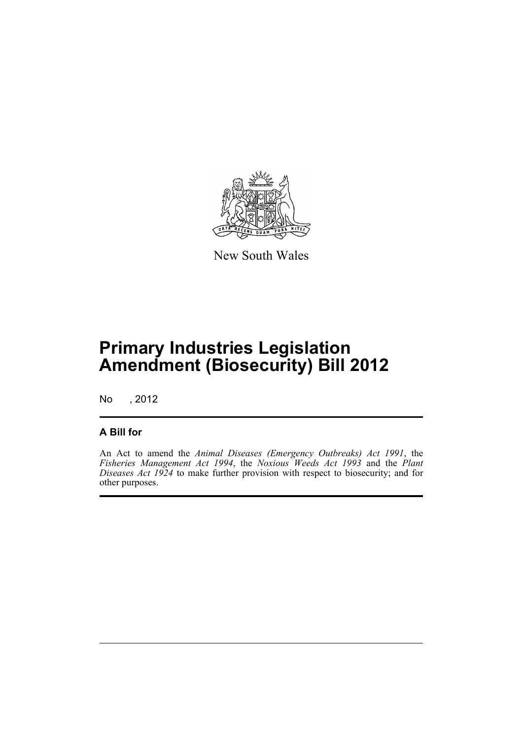New South Wales

# Primary Industries Legislation Amendment (Biosecurity) Bill 2012

No , 2012

## A Bill for

An Act to amend the *Animal Diseases (Emergency Outbreaks) Act 1991*, the *Fisheries Management Act 1994*, the *Noxious Weeds Act 1993* and the *Plant Diseases Act 1924* to make further provision with respect to biosecurity; and for other purposes.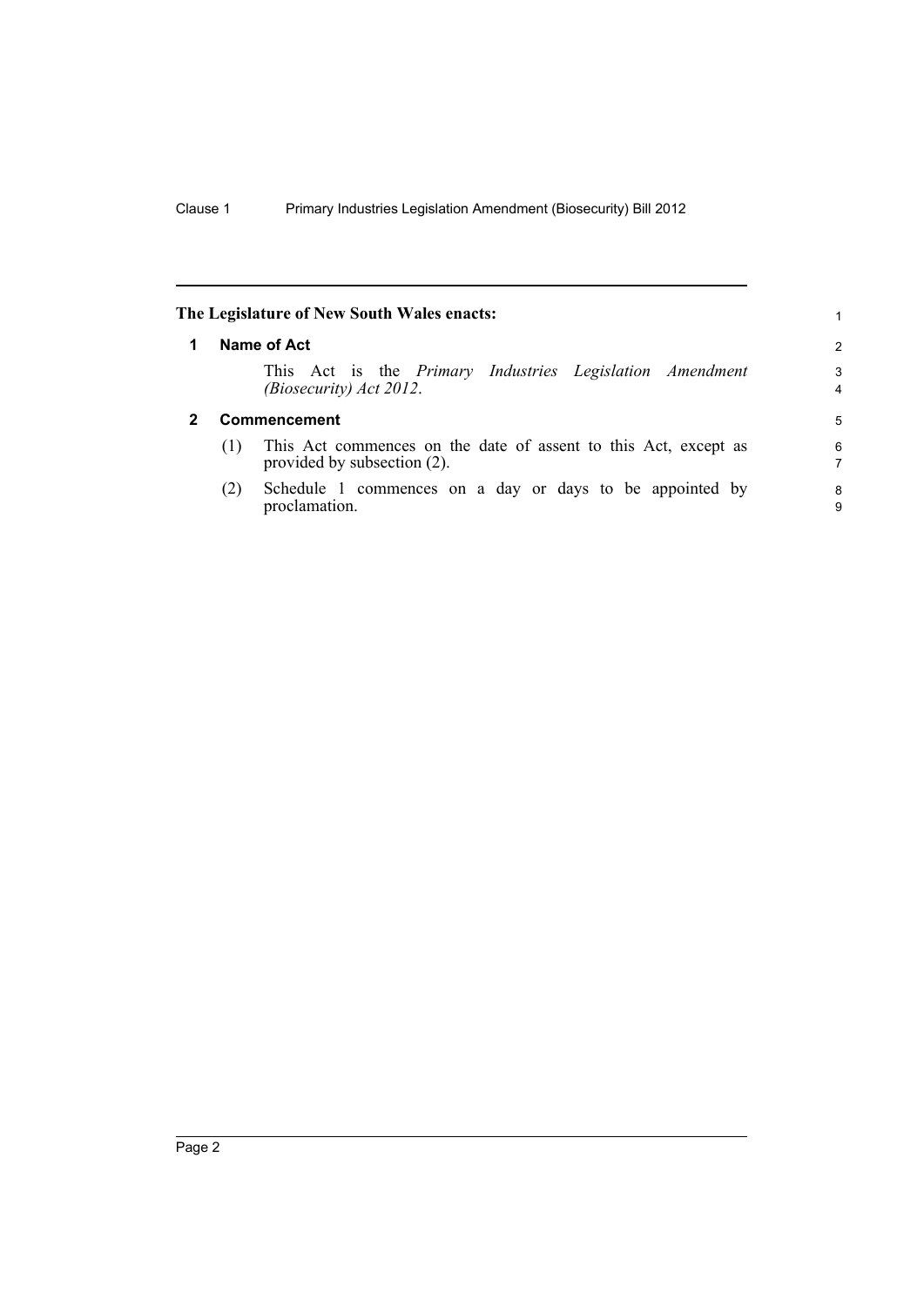**The Legislature of New South Wales enacts:**

## 1 Name of Act

This Act is the *Primary Industries Legislation Amendment (Biosecurity) Act 2012*.

## 2 Commencement

(1) This Act commences on the date of assent to this Act, except as provided by subsection (2).

(2) Schedule 1 commences on a day or days to be appointed by proclamation.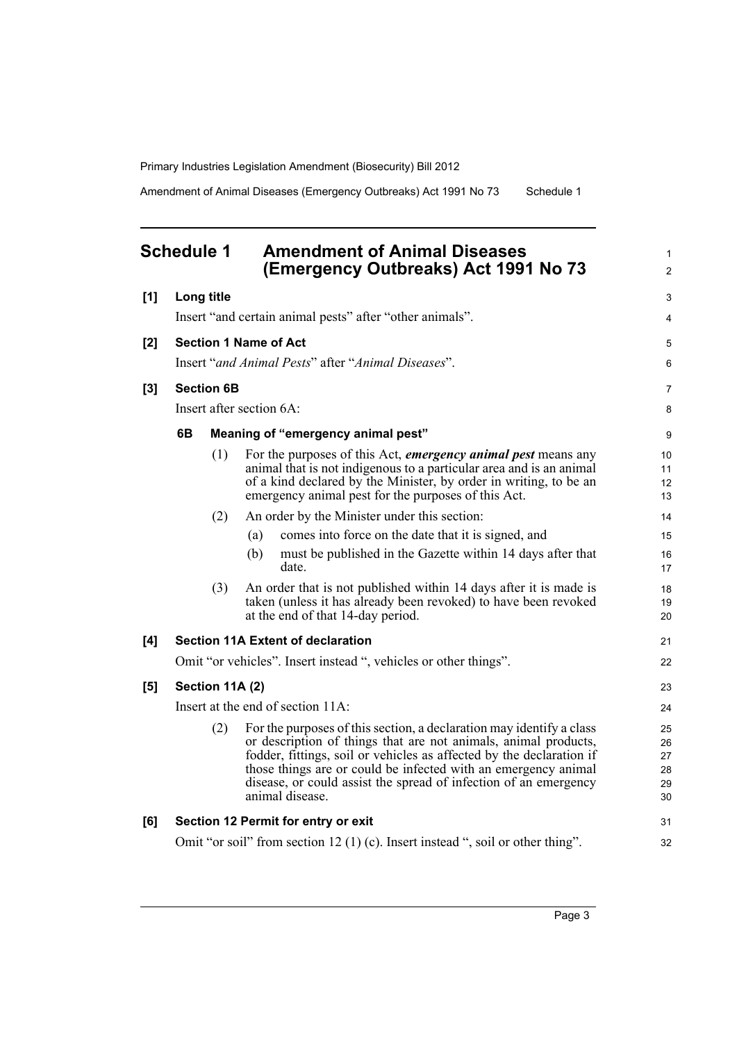## Schedule 1 Amendment of Animal Diseases (Emergency Outbreaks) Act 1991 No 73

**[1] Long title**

Insert "and certain animal pests" after "other animals".

**[2] Section 1 Name of Act**

Insert "*and Animal Pests*" after "*Animal Diseases*".

**[3] Section 6B**

Insert after section 6A:

**6B Meaning of "emergency animal pest"**

(1) For the purposes of this Act, ***emergency animal pest*** means any animal that is not indigenous to a particular area and is an animal of a kind declared by the Minister, by order in writing, to be an emergency animal pest for the purposes of this Act.

(2) An order by the Minister under this section:

(a) comes into force on the date that it is signed, and

(b) must be published in the Gazette within 14 days after that date.

(3) An order that is not published within 14 days after it is made is taken (unless it has already been revoked) to have been revoked at the end of that 14-day period.

**[4] Section 11A Extent of declaration**

Omit "or vehicles". Insert instead ", vehicles or other things".

**[5] Section 11A (2)**

Insert at the end of section 11A:

(2) For the purposes of this section, a declaration may identify a class or description of things that are not animals, animal products, fodder, fittings, soil or vehicles as affected by the declaration if those things are or could be infected with an emergency animal disease, or could assist the spread of infection of an emergency animal disease.

**[6] Section 12 Permit for entry or exit**

Omit "or soil" from section 12 (1) (c). Insert instead ", soil or other thing".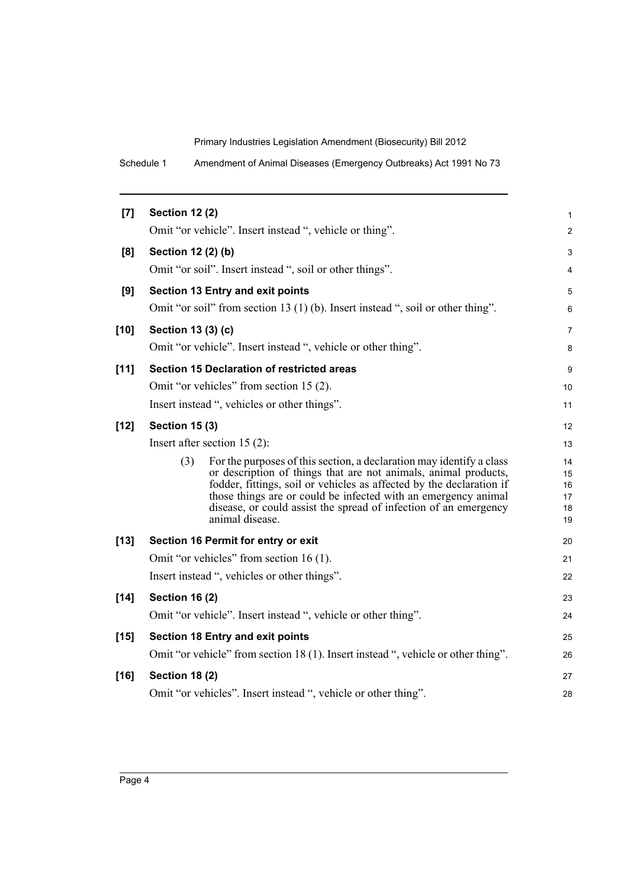**[7] Section 12 (2)**

Omit "or vehicle". Insert instead ", vehicle or thing".

**[8] Section 12 (2) (b)**

Omit "or soil". Insert instead ", soil or other things".

**[9] Section 13 Entry and exit points**

Omit "or soil" from section 13 (1) (b). Insert instead ", soil or other thing".

**[10] Section 13 (3) (c)**

Omit "or vehicle". Insert instead ", vehicle or other thing".

**[11] Section 15 Declaration of restricted areas**

Omit "or vehicles" from section 15 (2).

Insert instead ", vehicles or other things".

**[12] Section 15 (3)**

Insert after section 15 (2):

(3) For the purposes of this section, a declaration may identify a class or description of things that are not animals, animal products, fodder, fittings, soil or vehicles as affected by the declaration if those things are or could be infected with an emergency animal disease, or could assist the spread of infection of an emergency animal disease.

**[13] Section 16 Permit for entry or exit**

Omit "or vehicles" from section 16 (1).

Insert instead ", vehicles or other things".

**[14] Section 16 (2)**

Omit "or vehicle". Insert instead ", vehicle or other thing".

**[15] Section 18 Entry and exit points**

Omit "or vehicle" from section 18 (1). Insert instead ", vehicle or other thing".

**[16] Section 18 (2)**

Omit "or vehicles". Insert instead ", vehicle or other thing".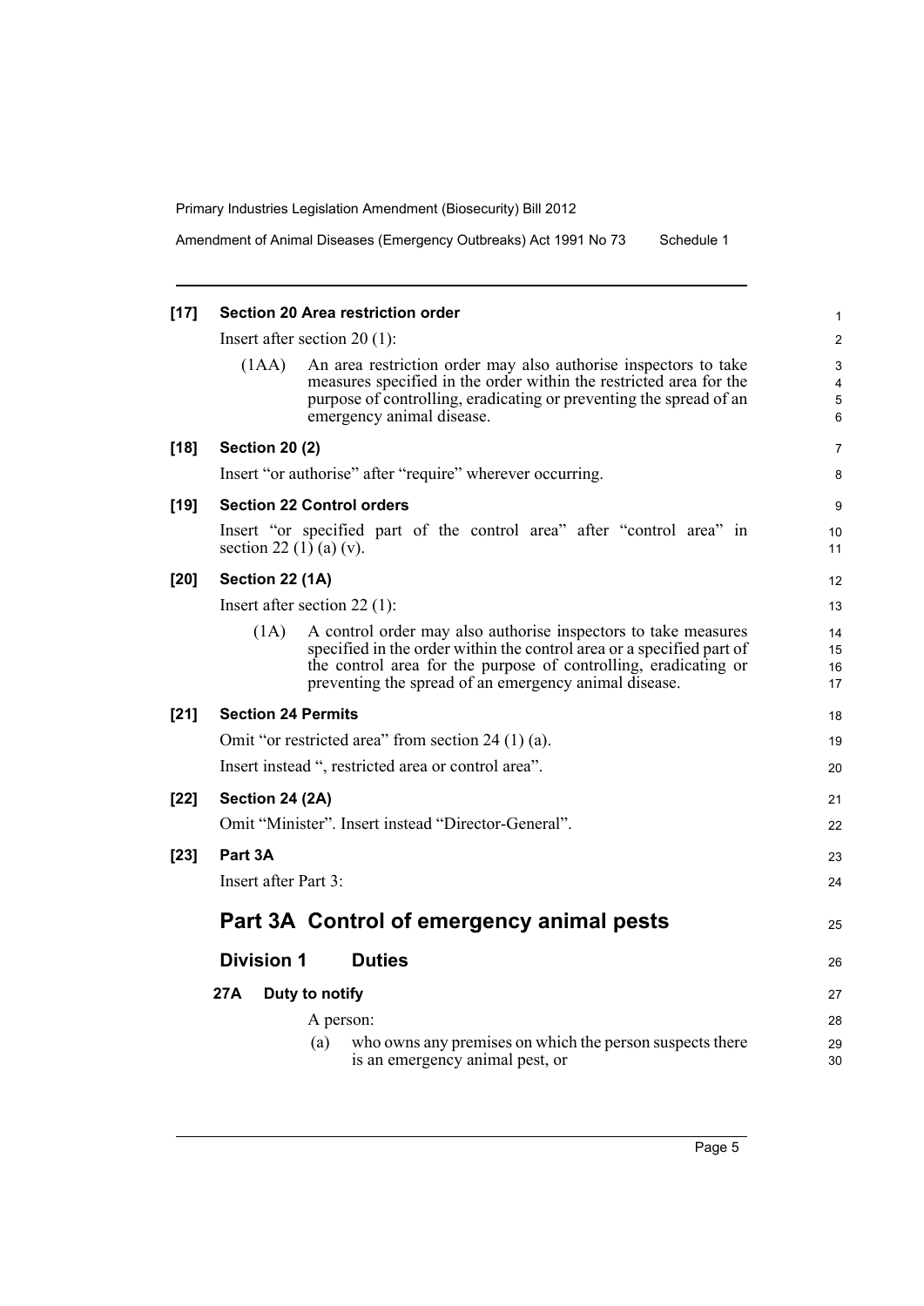**[17] Section 20 Area restriction order**

Insert after section 20 (1):

(1AA) An area restriction order may also authorise inspectors to take measures specified in the order within the restricted area for the purpose of controlling, eradicating or preventing the spread of an emergency animal disease.

**[18] Section 20 (2)**

Insert "or authorise" after "require" wherever occurring.

**[19] Section 22 Control orders**

Insert "or specified part of the control area" after "control area" in section 22 (1) (a) (v).

**[20] Section 22 (1A)**

Insert after section 22 (1):

(1A) A control order may also authorise inspectors to take measures specified in the order within the control area or a specified part of the control area for the purpose of controlling, eradicating or preventing the spread of an emergency animal disease.

**[21] Section 24 Permits**

Omit "or restricted area" from section 24 (1) (a).

Insert instead ", restricted area or control area".

**[22] Section 24 (2A)**

Omit "Minister". Insert instead "Director-General".

**[23] Part 3A**

Insert after Part 3:

# Part 3A Control of emergency animal pests

## Division 1 Duties

### 27A Duty to notify

A person:

(a) who owns any premises on which the person suspects there is an emergency animal pest, or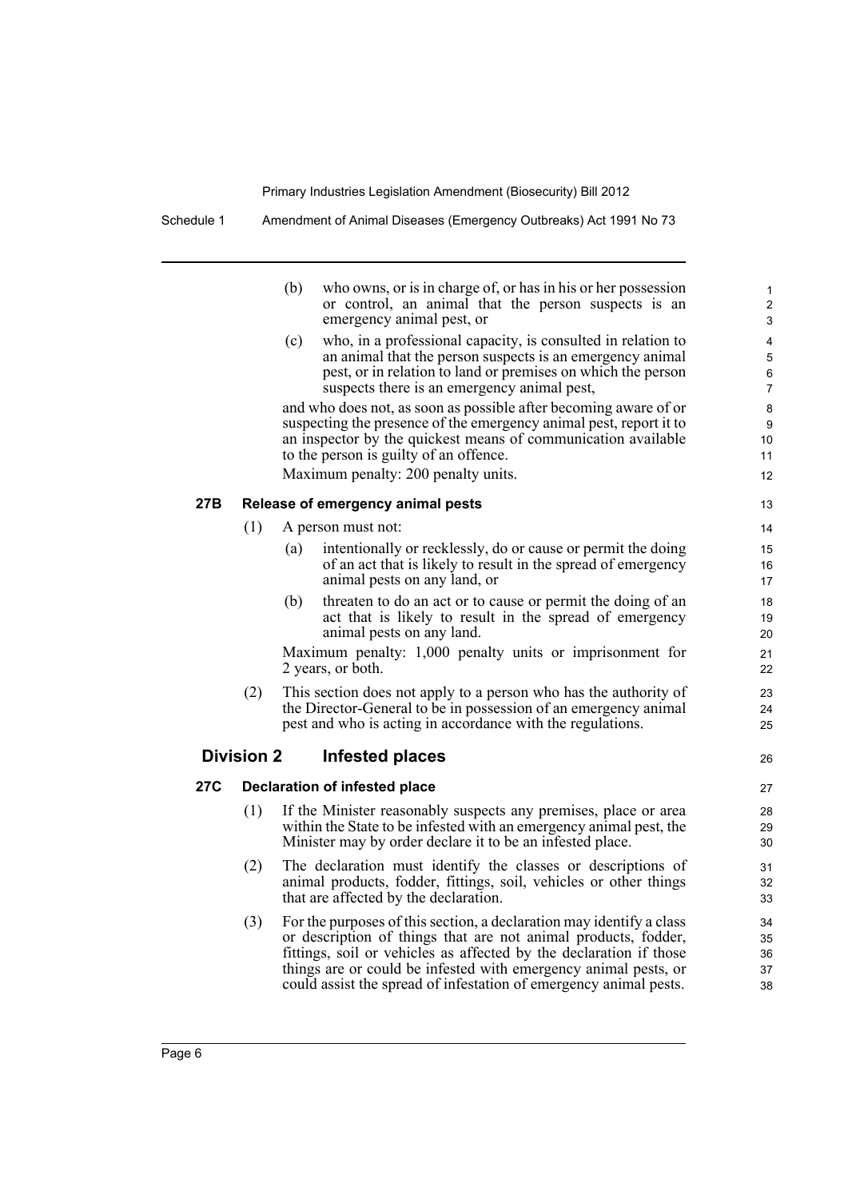(b) who owns, or is in charge of, or has in his or her possession or control, an animal that the person suspects is an emergency animal pest, or

(c) who, in a professional capacity, is consulted in relation to an animal that the person suspects is an emergency animal pest, or in relation to land or premises on which the person suspects there is an emergency animal pest,

and who does not, as soon as possible after becoming aware of or suspecting the presence of the emergency animal pest, report it to an inspector by the quickest means of communication available to the person is guilty of an offence.

Maximum penalty: 200 penalty units.

**27B Release of emergency animal pests**

(1) A person must not:

(a) intentionally or recklessly, do or cause or permit the doing of an act that is likely to result in the spread of emergency animal pests on any land, or

(b) threaten to do an act or to cause or permit the doing of an act that is likely to result in the spread of emergency animal pests on any land.

Maximum penalty: 1,000 penalty units or imprisonment for 2 years, or both.

(2) This section does not apply to a person who has the authority of the Director-General to be in possession of an emergency animal pest and who is acting in accordance with the regulations.

## Division 2 Infested places

**27C Declaration of infested place**

(1) If the Minister reasonably suspects any premises, place or area within the State to be infested with an emergency animal pest, the Minister may by order declare it to be an infested place.

(2) The declaration must identify the classes or descriptions of animal products, fodder, fittings, soil, vehicles or other things that are affected by the declaration.

(3) For the purposes of this section, a declaration may identify a class or description of things that are not animal products, fodder, fittings, soil or vehicles as affected by the declaration if those things are or could be infested with emergency animal pests, or could assist the spread of infestation of emergency animal pests.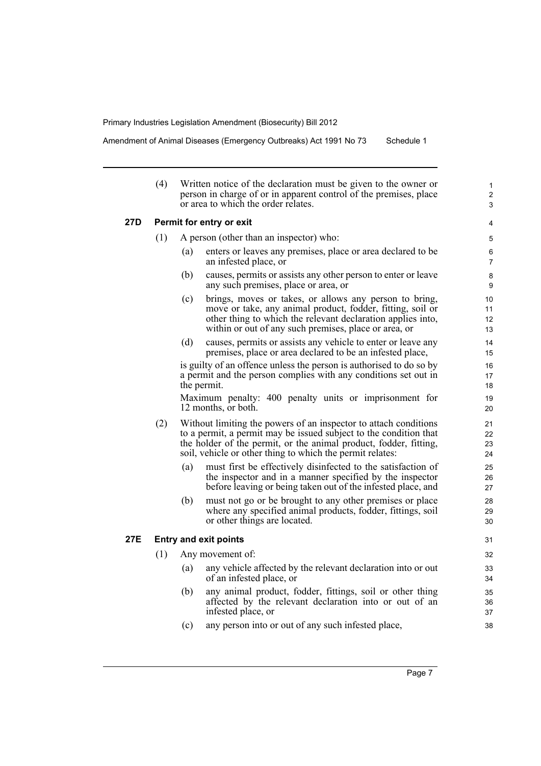(4) Written notice of the declaration must be given to the owner or person in charge of or in apparent control of the premises, place or area to which the order relates.

**27D Permit for entry or exit**

(1) A person (other than an inspector) who:

(a) enters or leaves any premises, place or area declared to be an infested place, or

(b) causes, permits or assists any other person to enter or leave any such premises, place or area, or

(c) brings, moves or takes, or allows any person to bring, move or take, any animal product, fodder, fitting, soil or other thing to which the relevant declaration applies into, within or out of any such premises, place or area, or

(d) causes, permits or assists any vehicle to enter or leave any premises, place or area declared to be an infested place,

is guilty of an offence unless the person is authorised to do so by a permit and the person complies with any conditions set out in the permit.

Maximum penalty: 400 penalty units or imprisonment for 12 months, or both.

(2) Without limiting the powers of an inspector to attach conditions to a permit, a permit may be issued subject to the condition that the holder of the permit, or the animal product, fodder, fitting, soil, vehicle or other thing to which the permit relates:

(a) must first be effectively disinfected to the satisfaction of the inspector and in a manner specified by the inspector before leaving or being taken out of the infested place, and

(b) must not go or be brought to any other premises or place where any specified animal products, fodder, fittings, soil or other things are located.

**27E Entry and exit points**

(1) Any movement of:

(a) any vehicle affected by the relevant declaration into or out of an infested place, or

(b) any animal product, fodder, fittings, soil or other thing affected by the relevant declaration into or out of an infested place, or

(c) any person into or out of any such infested place,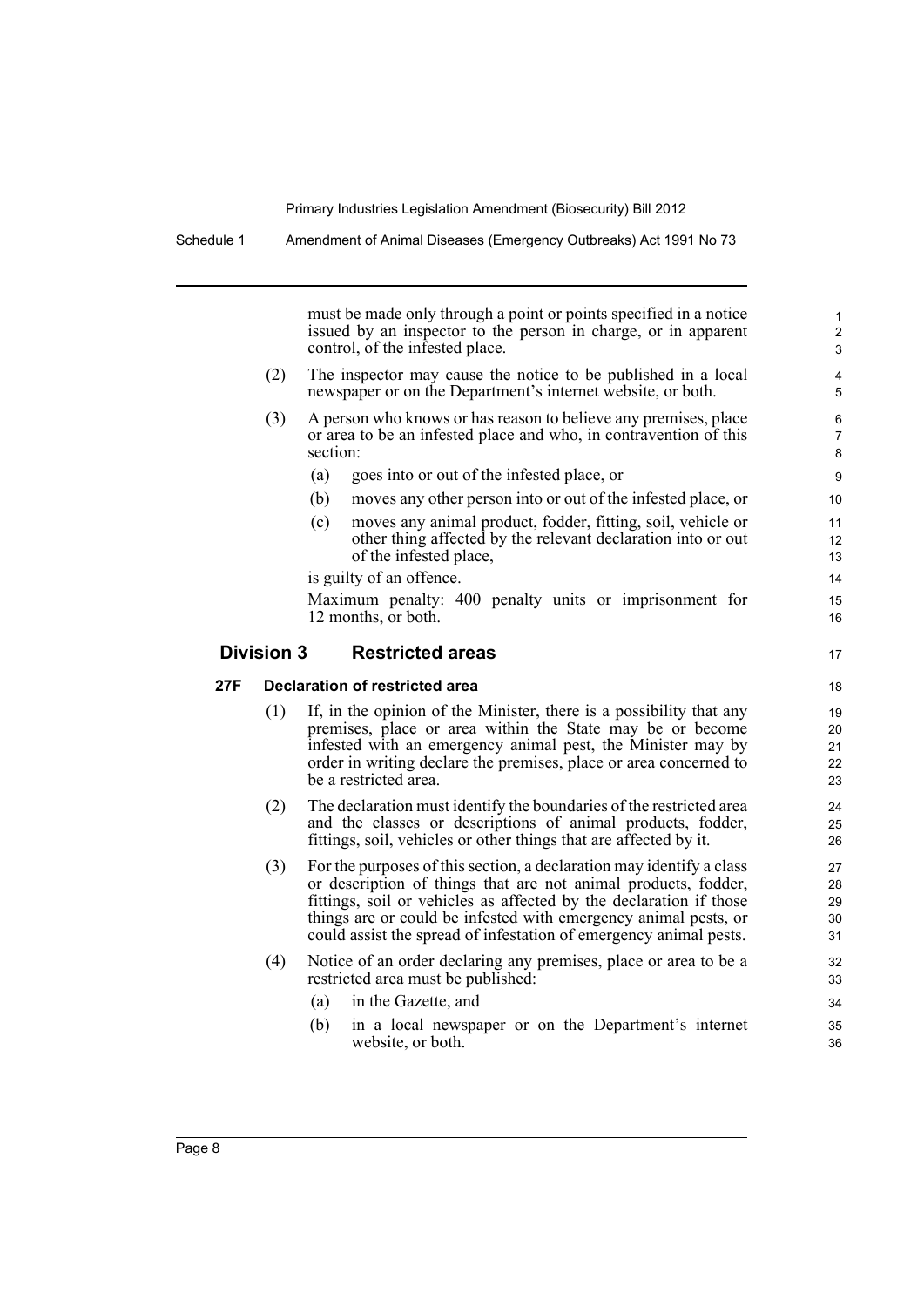must be made only through a point or points specified in a notice issued by an inspector to the person in charge, or in apparent control, of the infested place.

(2) The inspector may cause the notice to be published in a local newspaper or on the Department's internet website, or both.

(3) A person who knows or has reason to believe any premises, place or area to be an infested place and who, in contravention of this section:

(a) goes into or out of the infested place, or

(b) moves any other person into or out of the infested place, or

(c) moves any animal product, fodder, fitting, soil, vehicle or other thing affected by the relevant declaration into or out of the infested place,

is guilty of an offence.

Maximum penalty: 400 penalty units or imprisonment for 12 months, or both.

## Division 3 Restricted areas

### 27F Declaration of restricted area

(1) If, in the opinion of the Minister, there is a possibility that any premises, place or area within the State may be or become infested with an emergency animal pest, the Minister may by order in writing declare the premises, place or area concerned to be a restricted area.

(2) The declaration must identify the boundaries of the restricted area and the classes or descriptions of animal products, fodder, fittings, soil, vehicles or other things that are affected by it.

(3) For the purposes of this section, a declaration may identify a class or description of things that are not animal products, fodder, fittings, soil or vehicles as affected by the declaration if those things are or could be infested with emergency animal pests, or could assist the spread of infestation of emergency animal pests.

(4) Notice of an order declaring any premises, place or area to be a restricted area must be published:

(a) in the Gazette, and

(b) in a local newspaper or on the Department's internet website, or both.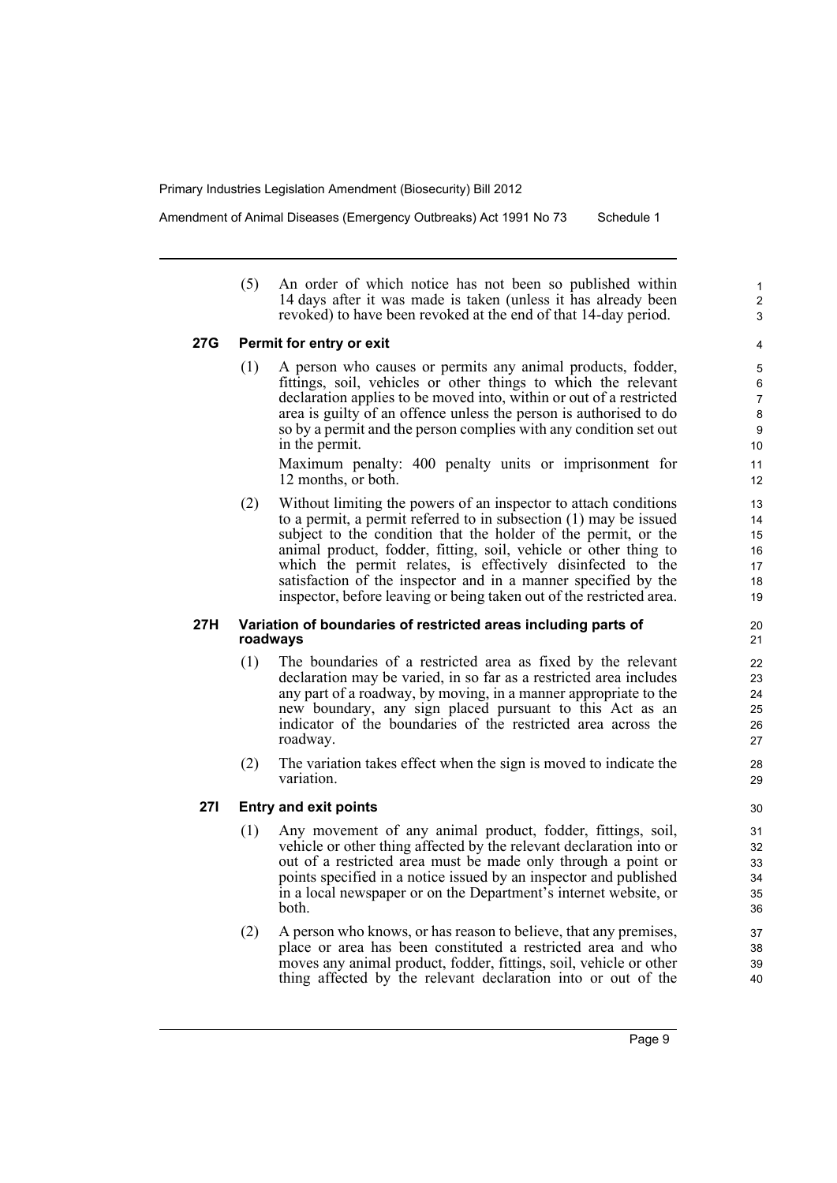(5) An order of which notice has not been so published within 14 days after it was made is taken (unless it has already been revoked) to have been revoked at the end of that 14-day period.

**27G Permit for entry or exit**

(1) A person who causes or permits any animal products, fodder, fittings, soil, vehicles or other things to which the relevant declaration applies to be moved into, within or out of a restricted area is guilty of an offence unless the person is authorised to do so by a permit and the person complies with any condition set out in the permit.

Maximum penalty: 400 penalty units or imprisonment for 12 months, or both.

(2) Without limiting the powers of an inspector to attach conditions to a permit, a permit referred to in subsection (1) may be issued subject to the condition that the holder of the permit, or the animal product, fodder, fitting, soil, vehicle or other thing to which the permit relates, is effectively disinfected to the satisfaction of the inspector and in a manner specified by the inspector, before leaving or being taken out of the restricted area.

**27H Variation of boundaries of restricted areas including parts of roadways**

(1) The boundaries of a restricted area as fixed by the relevant declaration may be varied, in so far as a restricted area includes any part of a roadway, by moving, in a manner appropriate to the new boundary, any sign placed pursuant to this Act as an indicator of the boundaries of the restricted area across the roadway.

(2) The variation takes effect when the sign is moved to indicate the variation.

**27I Entry and exit points**

(1) Any movement of any animal product, fodder, fittings, soil, vehicle or other thing affected by the relevant declaration into or out of a restricted area must be made only through a point or points specified in a notice issued by an inspector and published in a local newspaper or on the Department's internet website, or both.

(2) A person who knows, or has reason to believe, that any premises, place or area has been constituted a restricted area and who moves any animal product, fodder, fittings, soil, vehicle or other thing affected by the relevant declaration into or out of the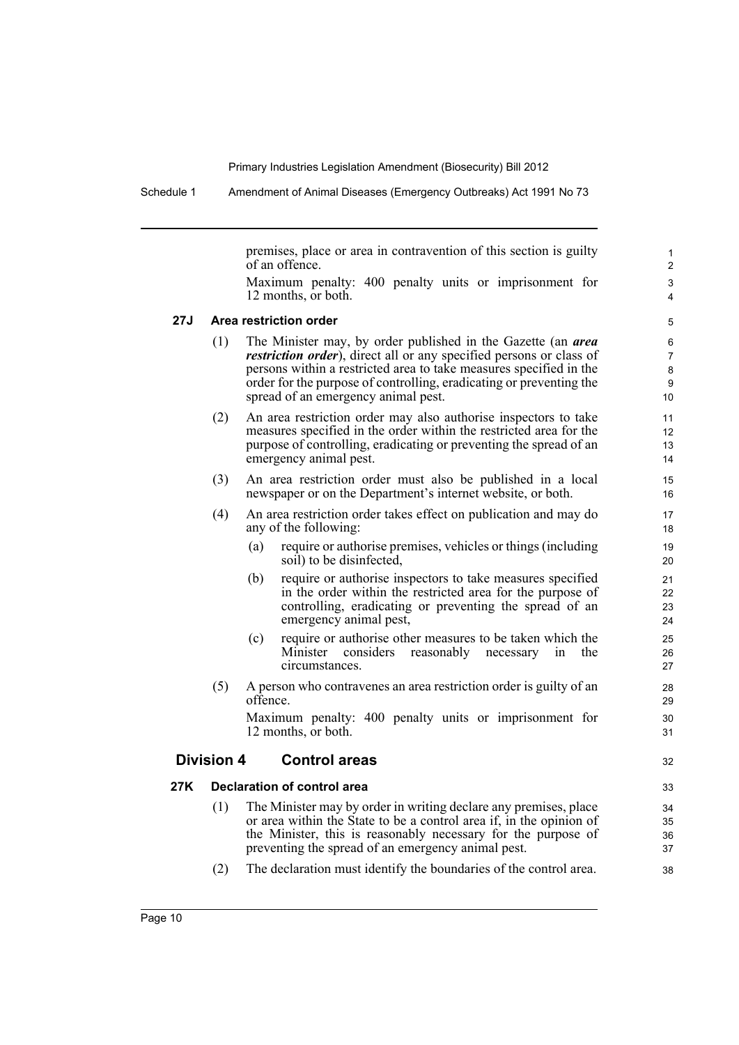premises, place or area in contravention of this section is guilty of an offence.

Maximum penalty: 400 penalty units or imprisonment for 12 months, or both.

### 27J Area restriction order

(1) The Minister may, by order published in the Gazette (an ***area restriction order***), direct all or any specified persons or class of persons within a restricted area to take measures specified in the order for the purpose of controlling, eradicating or preventing the spread of an emergency animal pest.

(2) An area restriction order may also authorise inspectors to take measures specified in the order within the restricted area for the purpose of controlling, eradicating or preventing the spread of an emergency animal pest.

(3) An area restriction order must also be published in a local newspaper or on the Department's internet website, or both.

(4) An area restriction order takes effect on publication and may do any of the following:

- (a) require or authorise premises, vehicles or things (including soil) to be disinfected,
- (b) require or authorise inspectors to take measures specified in the order within the restricted area for the purpose of controlling, eradicating or preventing the spread of an emergency animal pest,
- (c) require or authorise other measures to be taken which the Minister considers reasonably necessary in the circumstances.

(5) A person who contravenes an area restriction order is guilty of an offence.

Maximum penalty: 400 penalty units or imprisonment for 12 months, or both.

## Division 4 Control areas

### 27K Declaration of control area

(1) The Minister may by order in writing declare any premises, place or area within the State to be a control area if, in the opinion of the Minister, this is reasonably necessary for the purpose of preventing the spread of an emergency animal pest.

(2) The declaration must identify the boundaries of the control area.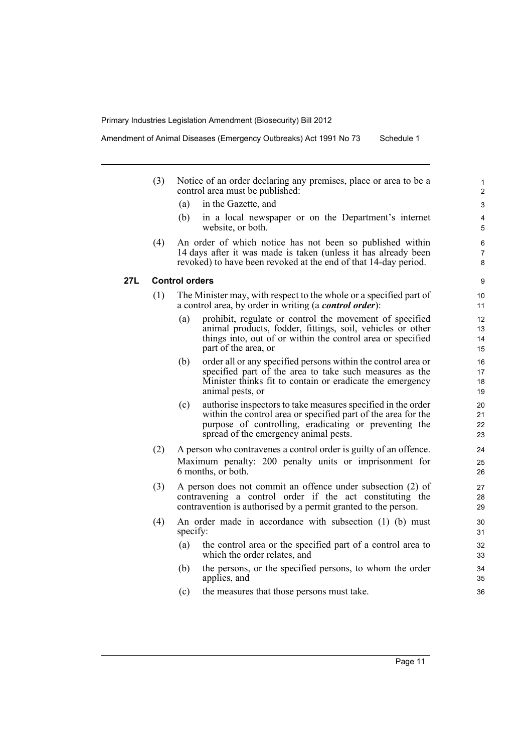(3) Notice of an order declaring any premises, place or area to be a control area must be published:

(a) in the Gazette, and

(b) in a local newspaper or on the Department's internet website, or both.

(4) An order of which notice has not been so published within 14 days after it was made is taken (unless it has already been revoked) to have been revoked at the end of that 14-day period.

### 27L Control orders

(1) The Minister may, with respect to the whole or a specified part of a control area, by order in writing (a ***control order***):

(a) prohibit, regulate or control the movement of specified animal products, fodder, fittings, soil, vehicles or other things into, out of or within the control area or specified part of the area, or

(b) order all or any specified persons within the control area or specified part of the area to take such measures as the Minister thinks fit to contain or eradicate the emergency animal pests, or

(c) authorise inspectors to take measures specified in the order within the control area or specified part of the area for the purpose of controlling, eradicating or preventing the spread of the emergency animal pests.

(2) A person who contravenes a control order is guilty of an offence.

Maximum penalty: 200 penalty units or imprisonment for 6 months, or both.

(3) A person does not commit an offence under subsection (2) of contravening a control order if the act constituting the contravention is authorised by a permit granted to the person.

(4) An order made in accordance with subsection (1) (b) must specify:

(a) the control area or the specified part of a control area to which the order relates, and

(b) the persons, or the specified persons, to whom the order applies, and

(c) the measures that those persons must take.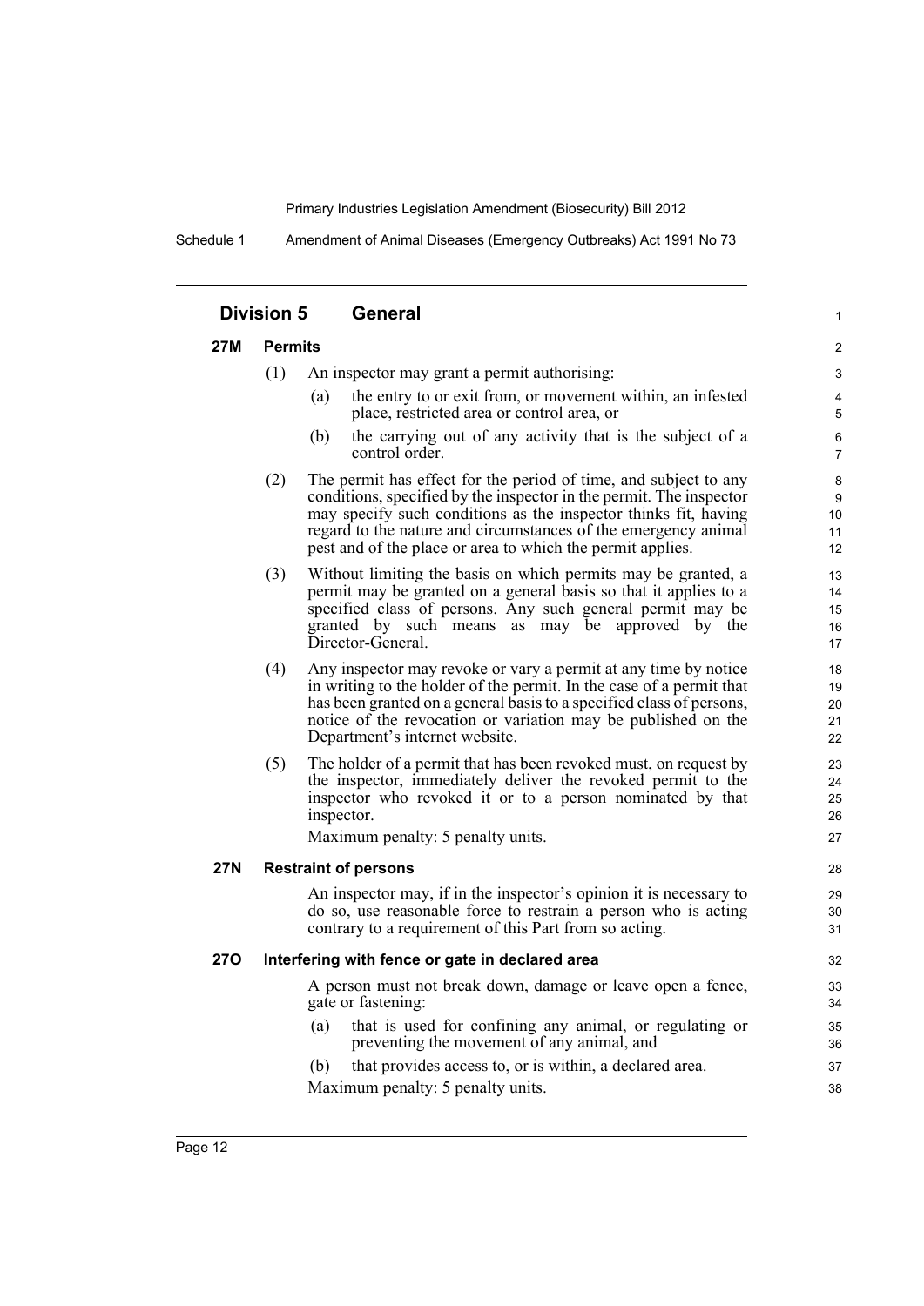## Division 5 General

### 27M Permits

(1) An inspector may grant a permit authorising:

- (a) the entry to or exit from, or movement within, an infested place, restricted area or control area, or
- (b) the carrying out of any activity that is the subject of a control order.

(2) The permit has effect for the period of time, and subject to any conditions, specified by the inspector in the permit. The inspector may specify such conditions as the inspector thinks fit, having regard to the nature and circumstances of the emergency animal pest and of the place or area to which the permit applies.

(3) Without limiting the basis on which permits may be granted, a permit may be granted on a general basis so that it applies to a specified class of persons. Any such general permit may be granted by such means as may be approved by the Director-General.

(4) Any inspector may revoke or vary a permit at any time by notice in writing to the holder of the permit. In the case of a permit that has been granted on a general basis to a specified class of persons, notice of the revocation or variation may be published on the Department's internet website.

(5) The holder of a permit that has been revoked must, on request by the inspector, immediately deliver the revoked permit to the inspector who revoked it or to a person nominated by that inspector.

Maximum penalty: 5 penalty units.

### 27N Restraint of persons

An inspector may, if in the inspector's opinion it is necessary to do so, use reasonable force to restrain a person who is acting contrary to a requirement of this Part from so acting.

### 27O Interfering with fence or gate in declared area

A person must not break down, damage or leave open a fence, gate or fastening:

- (a) that is used for confining any animal, or regulating or preventing the movement of any animal, and
- (b) that provides access to, or is within, a declared area.

Maximum penalty: 5 penalty units.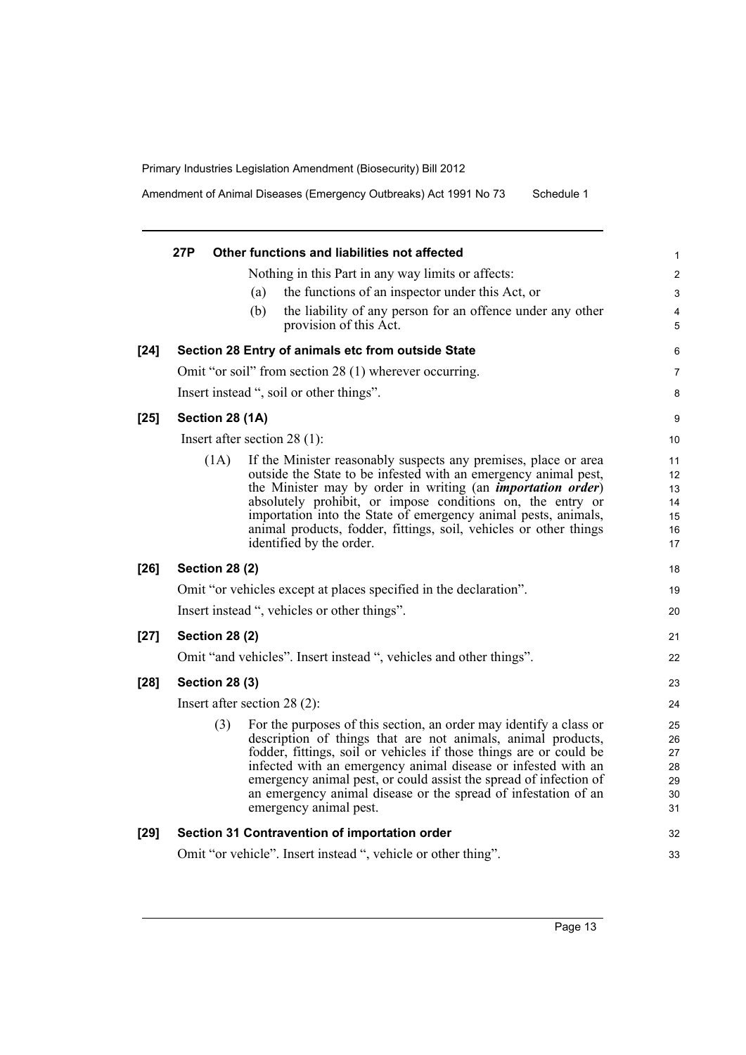**27P Other functions and liabilities not affected**

Nothing in this Part in any way limits or affects:

(a) the functions of an inspector under this Act, or

(b) the liability of any person for an offence under any other provision of this Act.

**[24] Section 28 Entry of animals etc from outside State**

Omit "or soil" from section 28 (1) wherever occurring.

Insert instead ", soil or other things".

**[25] Section 28 (1A)**

Insert after section 28 (1):

(1A) If the Minister reasonably suspects any premises, place or area outside the State to be infested with an emergency animal pest, the Minister may by order in writing (an ***importation order***) absolutely prohibit, or impose conditions on, the entry or importation into the State of emergency animal pests, animals, animal products, fodder, fittings, soil, vehicles or other things identified by the order.

**[26] Section 28 (2)**

Omit "or vehicles except at places specified in the declaration".

Insert instead ", vehicles or other things".

**[27] Section 28 (2)**

Omit "and vehicles". Insert instead ", vehicles and other things".

**[28] Section 28 (3)**

Insert after section 28 (2):

(3) For the purposes of this section, an order may identify a class or description of things that are not animals, animal products, fodder, fittings, soil or vehicles if those things are or could be infected with an emergency animal disease or infested with an emergency animal pest, or could assist the spread of infection of an emergency animal disease or the spread of infestation of an emergency animal pest.

**[29] Section 31 Contravention of importation order**

Omit "or vehicle". Insert instead ", vehicle or other thing".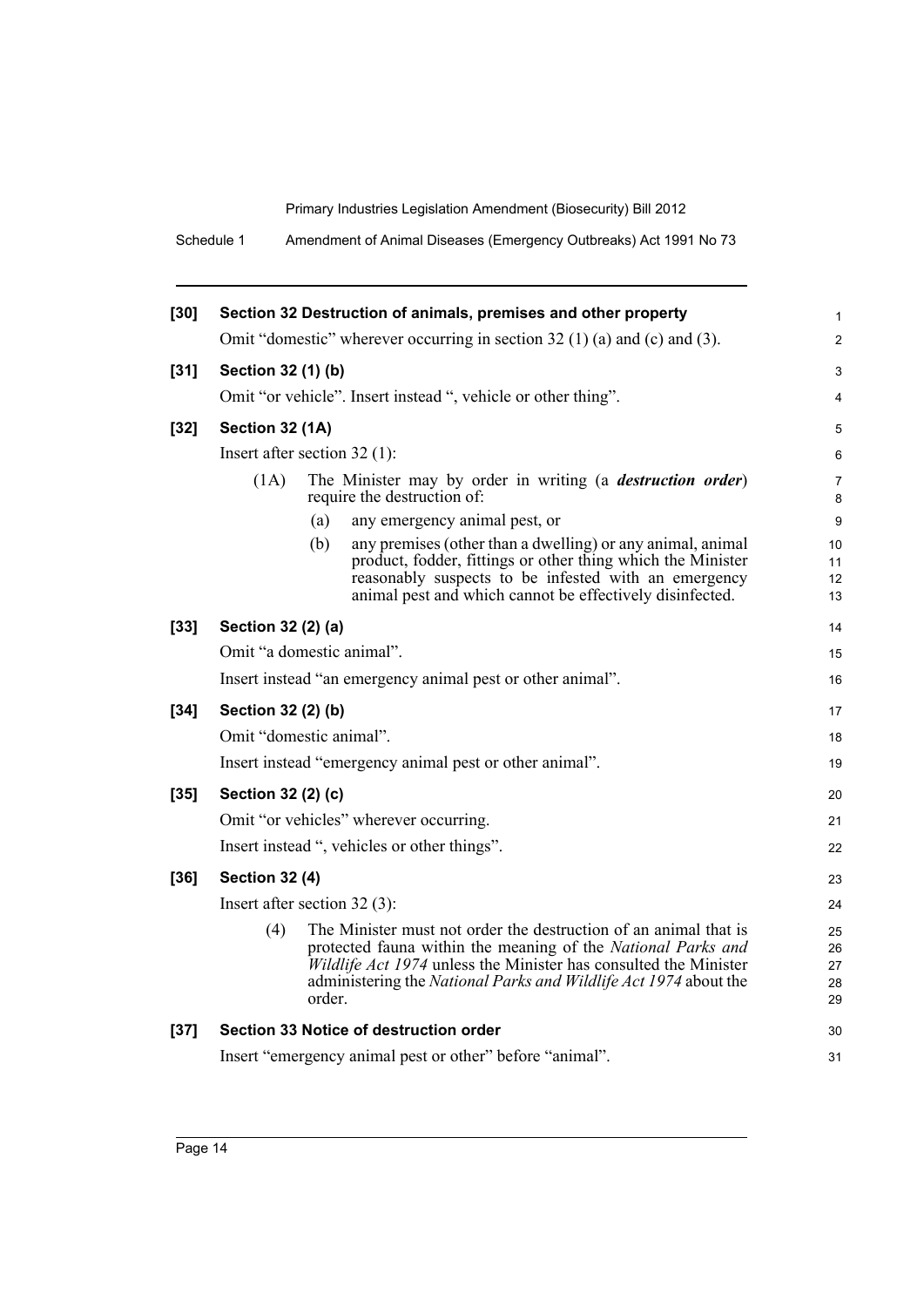**[30] Section 32 Destruction of animals, premises and other property**

Omit "domestic" wherever occurring in section 32 (1) (a) and (c) and (3).

**[31] Section 32 (1) (b)**

Omit "or vehicle". Insert instead ", vehicle or other thing".

**[32] Section 32 (1A)**

Insert after section 32 (1):

(1A) The Minister may by order in writing (a ***destruction order***) require the destruction of:

(a) any emergency animal pest, or

(b) any premises (other than a dwelling) or any animal, animal product, fodder, fittings or other thing which the Minister reasonably suspects to be infested with an emergency animal pest and which cannot be effectively disinfected.

**[33] Section 32 (2) (a)**

Omit "a domestic animal".

Insert instead "an emergency animal pest or other animal".

**[34] Section 32 (2) (b)**

Omit "domestic animal".

Insert instead "emergency animal pest or other animal".

**[35] Section 32 (2) (c)**

Omit "or vehicles" wherever occurring.

Insert instead ", vehicles or other things".

**[36] Section 32 (4)**

Insert after section 32 (3):

(4) The Minister must not order the destruction of an animal that is protected fauna within the meaning of the *National Parks and Wildlife Act 1974* unless the Minister has consulted the Minister administering the *National Parks and Wildlife Act 1974* about the order.

**[37] Section 33 Notice of destruction order**

Insert "emergency animal pest or other" before "animal".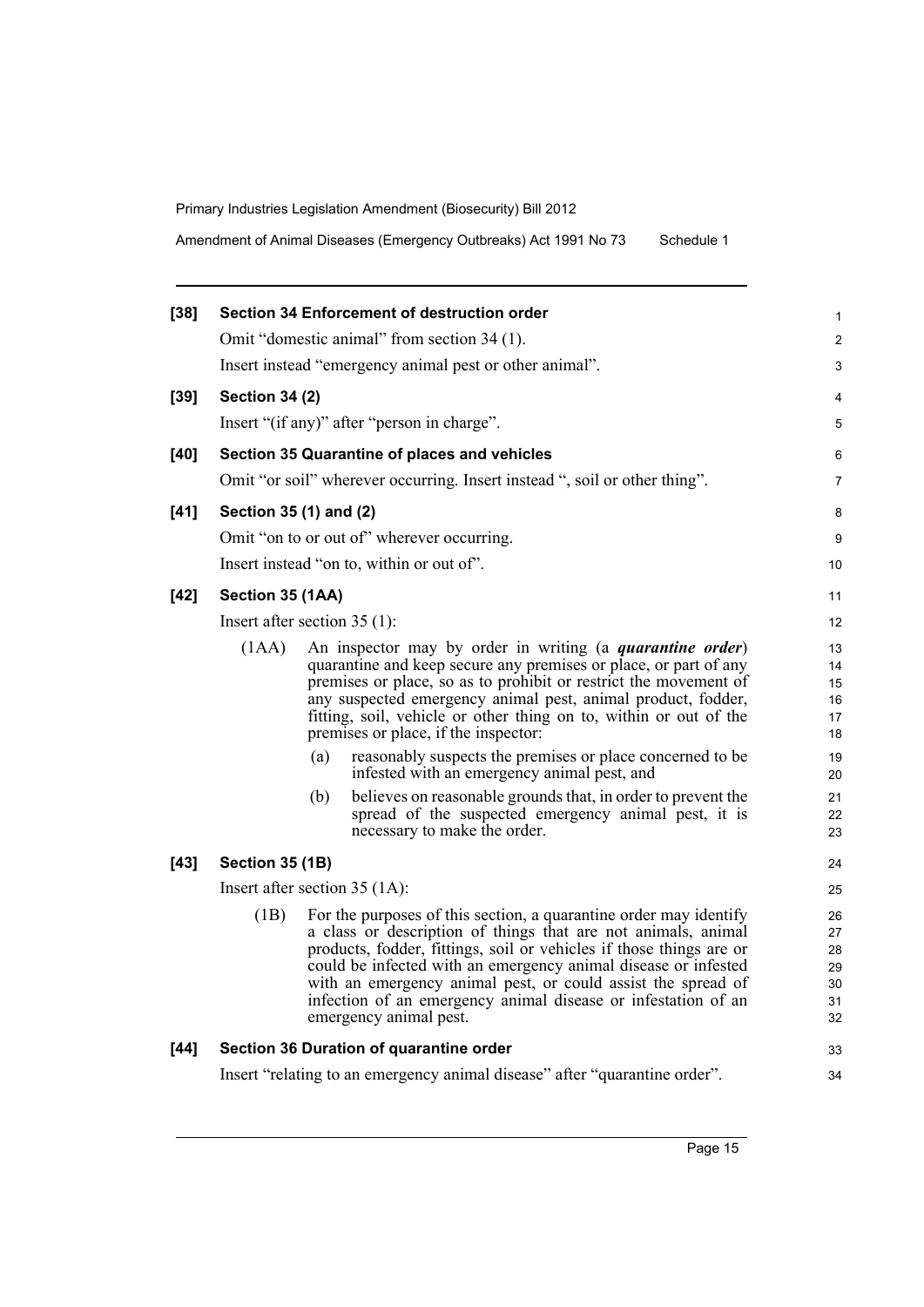**[38] Section 34 Enforcement of destruction order**

Omit "domestic animal" from section 34 (1).

Insert instead "emergency animal pest or other animal".

**[39] Section 34 (2)**

Insert "(if any)" after "person in charge".

**[40] Section 35 Quarantine of places and vehicles**

Omit "or soil" wherever occurring. Insert instead ", soil or other thing".

**[41] Section 35 (1) and (2)**

Omit "on to or out of" wherever occurring.

Insert instead "on to, within or out of".

**[42] Section 35 (1AA)**

Insert after section 35 (1):

(1AA) An inspector may by order in writing (a ***quarantine order***) quarantine and keep secure any premises or place, or part of any premises or place, so as to prohibit or restrict the movement of any suspected emergency animal pest, animal product, fodder, fitting, soil, vehicle or other thing on to, within or out of the premises or place, if the inspector:

(a) reasonably suspects the premises or place concerned to be infested with an emergency animal pest, and

(b) believes on reasonable grounds that, in order to prevent the spread of the suspected emergency animal pest, it is necessary to make the order.

**[43] Section 35 (1B)**

Insert after section 35 (1A):

(1B) For the purposes of this section, a quarantine order may identify a class or description of things that are not animals, animal products, fodder, fittings, soil or vehicles if those things are or could be infected with an emergency animal disease or infested with an emergency animal pest, or could assist the spread of infection of an emergency animal disease or infestation of an emergency animal pest.

**[44] Section 36 Duration of quarantine order**

Insert "relating to an emergency animal disease" after "quarantine order".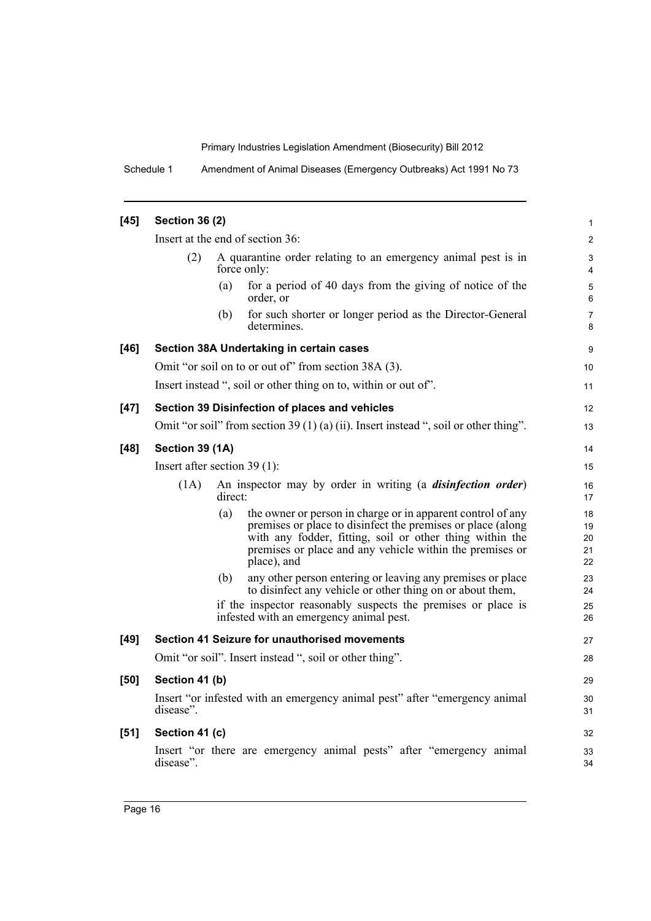**[45] Section 36 (2)**

Insert at the end of section 36:

(2) A quarantine order relating to an emergency animal pest is in force only:

(a) for a period of 40 days from the giving of notice of the order, or

(b) for such shorter or longer period as the Director-General determines.

**[46] Section 38A Undertaking in certain cases**

Omit "or soil on to or out of" from section 38A (3).

Insert instead ", soil or other thing on to, within or out of".

**[47] Section 39 Disinfection of places and vehicles**

Omit "or soil" from section 39 (1) (a) (ii). Insert instead ", soil or other thing".

**[48] Section 39 (1A)**

Insert after section 39 (1):

(1A) An inspector may by order in writing (a ***disinfection order***) direct:

(a) the owner or person in charge or in apparent control of any premises or place to disinfect the premises or place (along with any fodder, fitting, soil or other thing within the premises or place and any vehicle within the premises or place), and

(b) any other person entering or leaving any premises or place to disinfect any vehicle or other thing on or about them,

if the inspector reasonably suspects the premises or place is infested with an emergency animal pest.

**[49] Section 41 Seizure for unauthorised movements**

Omit "or soil". Insert instead ", soil or other thing".

**[50] Section 41 (b)**

Insert "or infested with an emergency animal pest" after "emergency animal disease".

**[51] Section 41 (c)**

Insert "or there are emergency animal pests" after "emergency animal disease".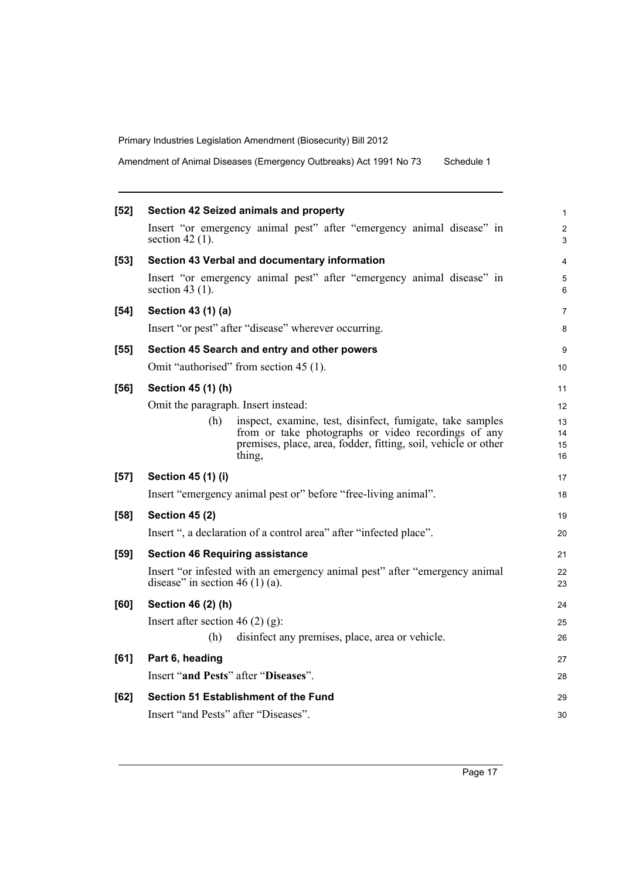**[52] Section 42 Seized animals and property**

Insert "or emergency animal pest" after "emergency animal disease" in section 42 (1).

**[53] Section 43 Verbal and documentary information**

Insert "or emergency animal pest" after "emergency animal disease" in section 43 (1).

**[54] Section 43 (1) (a)**

Insert "or pest" after "disease" wherever occurring.

**[55] Section 45 Search and entry and other powers**

Omit "authorised" from section 45 (1).

**[56] Section 45 (1) (h)**

Omit the paragraph. Insert instead:

> (h) inspect, examine, test, disinfect, fumigate, take samples from or take photographs or video recordings of any premises, place, area, fodder, fitting, soil, vehicle or other thing,

**[57] Section 45 (1) (i)**

Insert "emergency animal pest or" before "free-living animal".

**[58] Section 45 (2)**

Insert ", a declaration of a control area" after "infected place".

**[59] Section 46 Requiring assistance**

Insert "or infested with an emergency animal pest" after "emergency animal disease" in section 46 (1) (a).

**[60] Section 46 (2) (h)**

Insert after section 46 (2) (g):

> (h) disinfect any premises, place, area or vehicle.

**[61] Part 6, heading**

Insert "**and Pests**" after "**Diseases**".

**[62] Section 51 Establishment of the Fund**

Insert "and Pests" after "Diseases".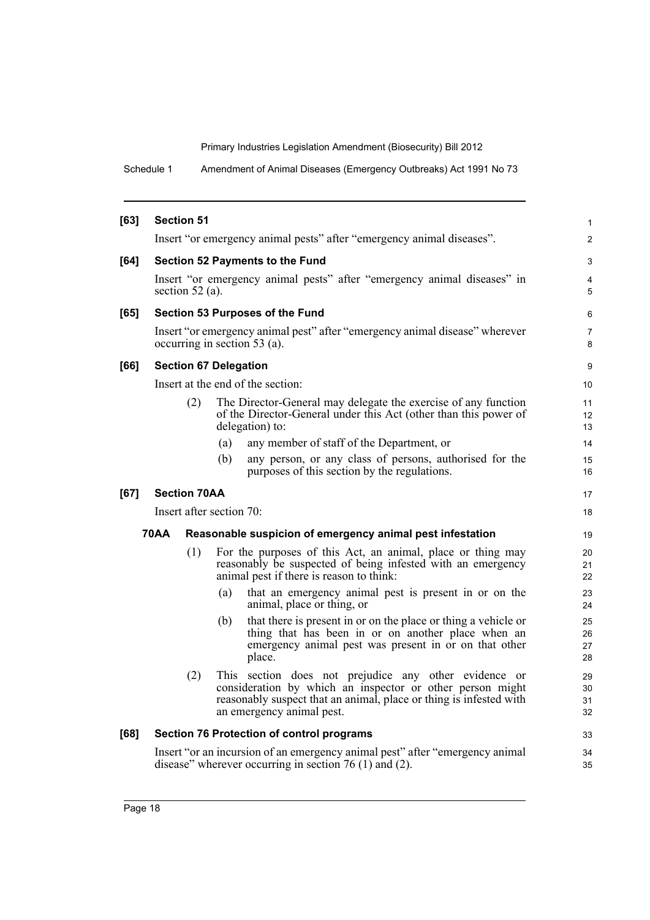**[63] Section 51**

Insert "or emergency animal pests" after "emergency animal diseases".

**[64] Section 52 Payments to the Fund**

Insert "or emergency animal pests" after "emergency animal diseases" in section 52 (a).

**[65] Section 53 Purposes of the Fund**

Insert "or emergency animal pest" after "emergency animal disease" wherever occurring in section 53 (a).

**[66] Section 67 Delegation**

Insert at the end of the section:

(2) The Director-General may delegate the exercise of any function of the Director-General under this Act (other than this power of delegation) to:

- (a) any member of staff of the Department, or
- (b) any person, or any class of persons, authorised for the purposes of this section by the regulations.

**[67] Section 70AA**

Insert after section 70:

**70AA Reasonable suspicion of emergency animal pest infestation**

(1) For the purposes of this Act, an animal, place or thing may reasonably be suspected of being infested with an emergency animal pest if there is reason to think:

- (a) that an emergency animal pest is present in or on the animal, place or thing, or
- (b) that there is present in or on the place or thing a vehicle or thing that has been in or on another place when an emergency animal pest was present in or on that other place.

(2) This section does not prejudice any other evidence or consideration by which an inspector or other person might reasonably suspect that an animal, place or thing is infested with an emergency animal pest.

**[68] Section 76 Protection of control programs**

Insert "or an incursion of an emergency animal pest" after "emergency animal disease" wherever occurring in section 76 (1) and (2).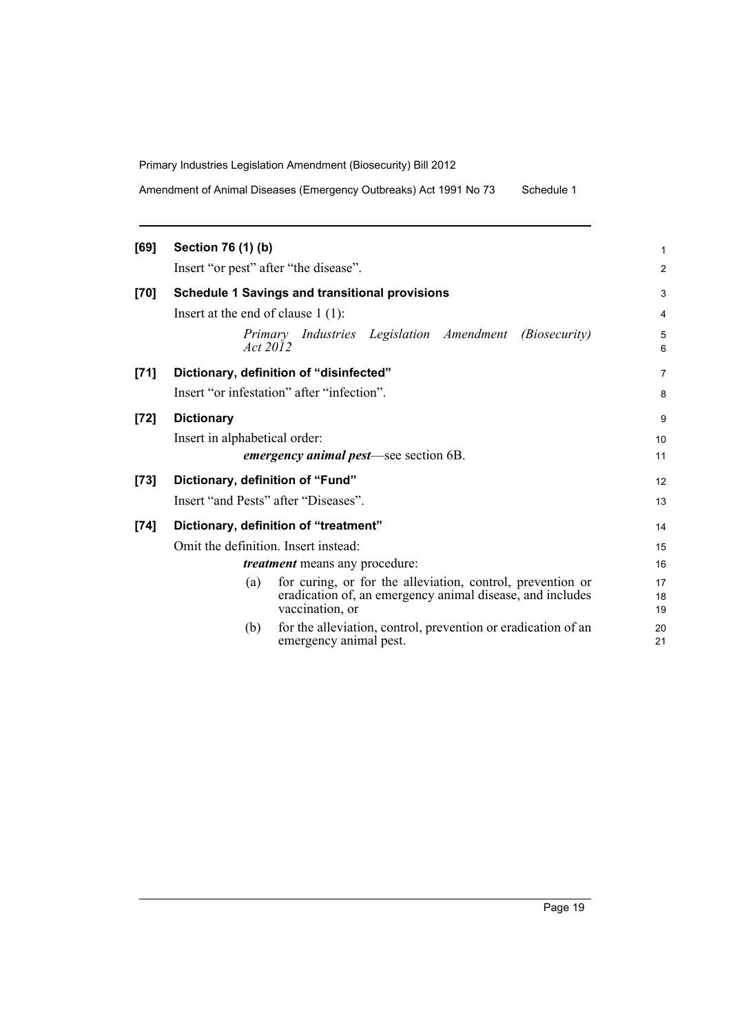**[69] Section 76 (1) (b)**

Insert "or pest" after "the disease".

**[70] Schedule 1 Savings and transitional provisions**

Insert at the end of clause 1 (1):

*Primary Industries Legislation Amendment (Biosecurity) Act 2012*

**[71] Dictionary, definition of "disinfected"**

Insert "or infestation" after "infection".

**[72] Dictionary**

Insert in alphabetical order:

***emergency animal pest***—see section 6B.

**[73] Dictionary, definition of "Fund"**

Insert "and Pests" after "Diseases".

**[74] Dictionary, definition of "treatment"**

Omit the definition. Insert instead:

***treatment*** means any procedure:

(a) for curing, or for the alleviation, control, prevention or eradication of, an emergency animal disease, and includes vaccination, or

(b) for the alleviation, control, prevention or eradication of an emergency animal pest.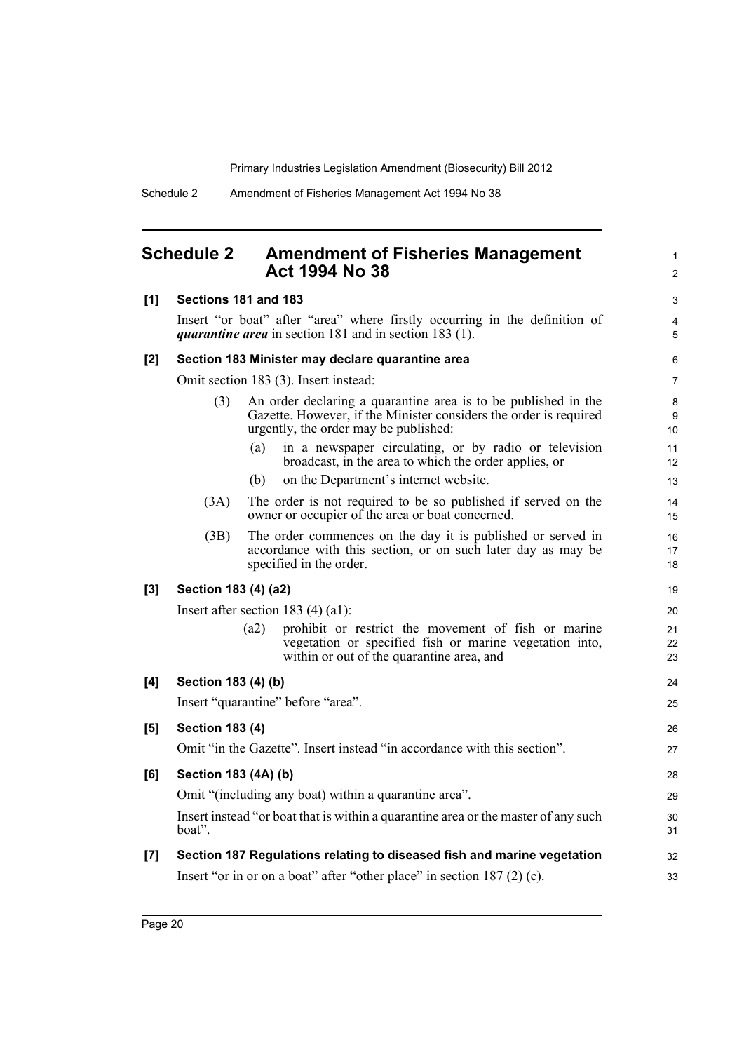# Schedule 2 Amendment of Fisheries Management Act 1994 No 38

**[1] Sections 181 and 183**

Insert "or boat" after "area" where firstly occurring in the definition of ***quarantine area*** in section 181 and in section 183 (1).

**[2] Section 183 Minister may declare quarantine area**

Omit section 183 (3). Insert instead:

(3) An order declaring a quarantine area is to be published in the Gazette. However, if the Minister considers the order is required urgently, the order may be published:

(a) in a newspaper circulating, or by radio or television broadcast, in the area to which the order applies, or

(b) on the Department's internet website.

(3A) The order is not required to be so published if served on the owner or occupier of the area or boat concerned.

(3B) The order commences on the day it is published or served in accordance with this section, or on such later day as may be specified in the order.

**[3] Section 183 (4) (a2)**

Insert after section 183 (4) (a1):

(a2) prohibit or restrict the movement of fish or marine vegetation or specified fish or marine vegetation into, within or out of the quarantine area, and

**[4] Section 183 (4) (b)**

Insert "quarantine" before "area".

**[5] Section 183 (4)**

Omit "in the Gazette". Insert instead "in accordance with this section".

**[6] Section 183 (4A) (b)**

Omit "(including any boat) within a quarantine area".

Insert instead "or boat that is within a quarantine area or the master of any such boat".

**[7] Section 187 Regulations relating to diseased fish and marine vegetation**

Insert "or in or on a boat" after "other place" in section 187 (2) (c).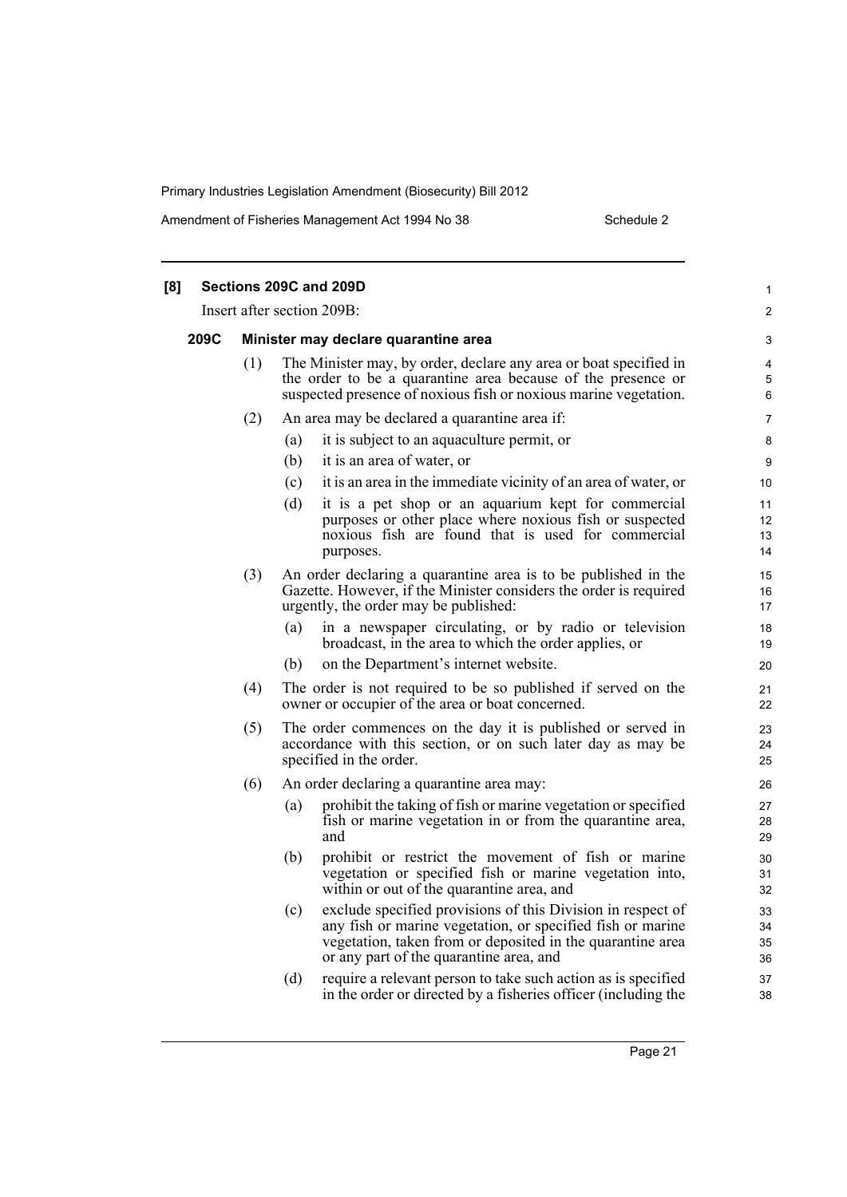**[8] Sections 209C and 209D**

Insert after section 209B:

**209C Minister may declare quarantine area**

(1) The Minister may, by order, declare any area or boat specified in the order to be a quarantine area because of the presence or suspected presence of noxious fish or noxious marine vegetation.

(2) An area may be declared a quarantine area if:

(a) it is subject to an aquaculture permit, or

(b) it is an area of water, or

(c) it is an area in the immediate vicinity of an area of water, or

(d) it is a pet shop or an aquarium kept for commercial purposes or other place where noxious fish or suspected noxious fish are found that is used for commercial purposes.

(3) An order declaring a quarantine area is to be published in the Gazette. However, if the Minister considers the order is required urgently, the order may be published:

(a) in a newspaper circulating, or by radio or television broadcast, in the area to which the order applies, or

(b) on the Department's internet website.

(4) The order is not required to be so published if served on the owner or occupier of the area or boat concerned.

(5) The order commences on the day it is published or served in accordance with this section, or on such later day as may be specified in the order.

(6) An order declaring a quarantine area may:

(a) prohibit the taking of fish or marine vegetation or specified fish or marine vegetation in or from the quarantine area, and

(b) prohibit or restrict the movement of fish or marine vegetation or specified fish or marine vegetation into, within or out of the quarantine area, and

(c) exclude specified provisions of this Division in respect of any fish or marine vegetation, or specified fish or marine vegetation, taken from or deposited in the quarantine area or any part of the quarantine area, and

(d) require a relevant person to take such action as is specified in the order or directed by a fisheries officer (including the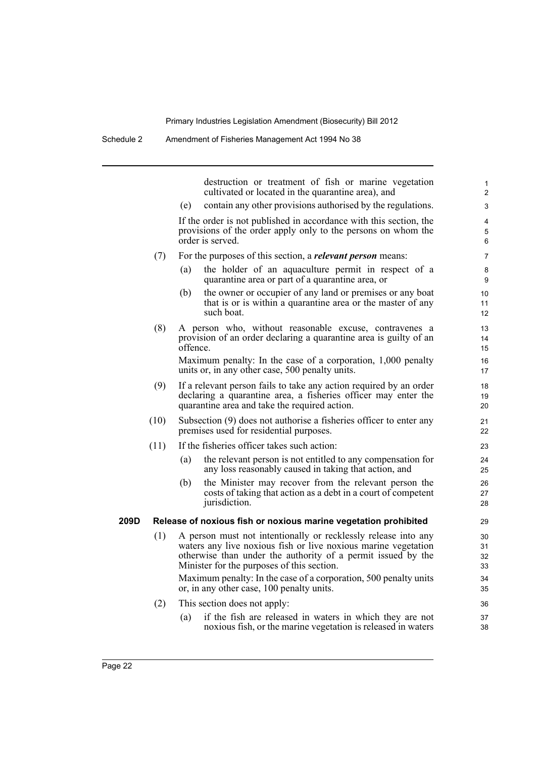destruction or treatment of fish or marine vegetation cultivated or located in the quarantine area), and

(e) contain any other provisions authorised by the regulations.

If the order is not published in accordance with this section, the provisions of the order apply only to the persons on whom the order is served.

(7) For the purposes of this section, a ***relevant person*** means:

(a) the holder of an aquaculture permit in respect of a quarantine area or part of a quarantine area, or

(b) the owner or occupier of any land or premises or any boat that is or is within a quarantine area or the master of any such boat.

(8) A person who, without reasonable excuse, contravenes a provision of an order declaring a quarantine area is guilty of an offence.

Maximum penalty: In the case of a corporation, 1,000 penalty units or, in any other case, 500 penalty units.

(9) If a relevant person fails to take any action required by an order declaring a quarantine area, a fisheries officer may enter the quarantine area and take the required action.

(10) Subsection (9) does not authorise a fisheries officer to enter any premises used for residential purposes.

(11) If the fisheries officer takes such action:

(a) the relevant person is not entitled to any compensation for any loss reasonably caused in taking that action, and

(b) the Minister may recover from the relevant person the costs of taking that action as a debt in a court of competent jurisdiction.

**209D Release of noxious fish or noxious marine vegetation prohibited**

(1) A person must not intentionally or recklessly release into any waters any live noxious fish or live noxious marine vegetation otherwise than under the authority of a permit issued by the Minister for the purposes of this section.

Maximum penalty: In the case of a corporation, 500 penalty units or, in any other case, 100 penalty units.

(2) This section does not apply:

(a) if the fish are released in waters in which they are not noxious fish, or the marine vegetation is released in waters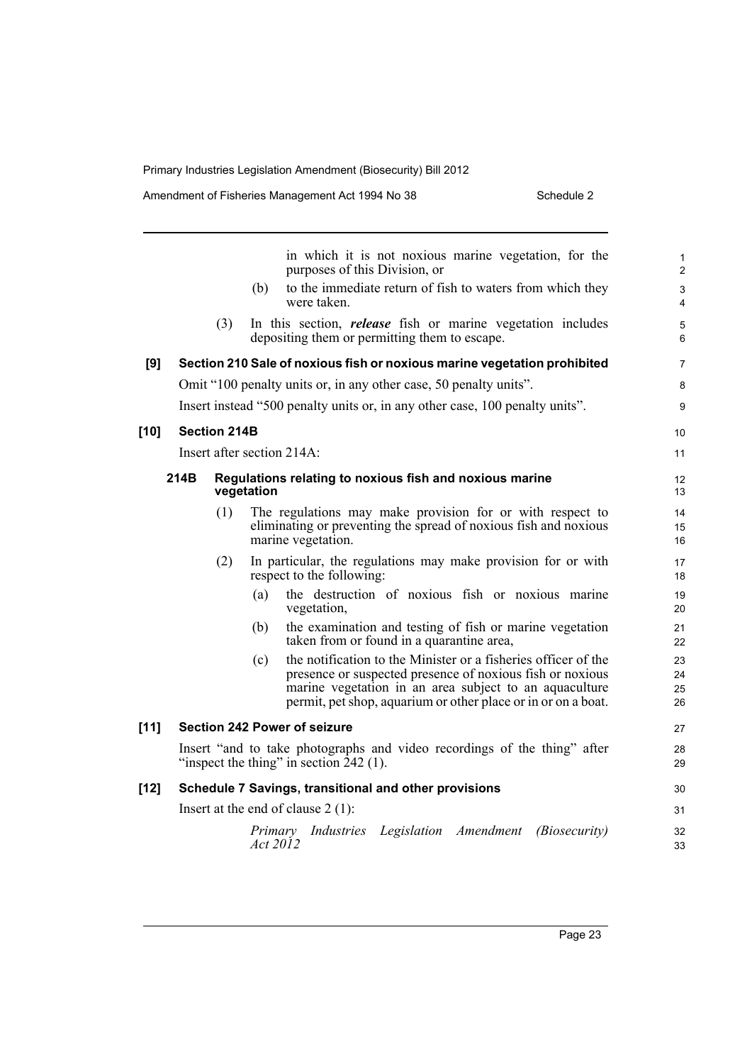in which it is not noxious marine vegetation, for the purposes of this Division, or

(b) to the immediate return of fish to waters from which they were taken.

(3) In this section, ***release*** fish or marine vegetation includes depositing them or permitting them to escape.

**[9] Section 210 Sale of noxious fish or noxious marine vegetation prohibited**

Omit "100 penalty units or, in any other case, 50 penalty units".

Insert instead "500 penalty units or, in any other case, 100 penalty units".

**[10] Section 214B**

Insert after section 214A:

**214B Regulations relating to noxious fish and noxious marine vegetation**

(1) The regulations may make provision for or with respect to eliminating or preventing the spread of noxious fish and noxious marine vegetation.

(2) In particular, the regulations may make provision for or with respect to the following:

(a) the destruction of noxious fish or noxious marine vegetation,

(b) the examination and testing of fish or marine vegetation taken from or found in a quarantine area,

(c) the notification to the Minister or a fisheries officer of the presence or suspected presence of noxious fish or noxious marine vegetation in an area subject to an aquaculture permit, pet shop, aquarium or other place or in or on a boat.

**[11] Section 242 Power of seizure**

Insert "and to take photographs and video recordings of the thing" after "inspect the thing" in section 242 (1).

**[12] Schedule 7 Savings, transitional and other provisions**

Insert at the end of clause 2 (1):

*Primary Industries Legislation Amendment (Biosecurity) Act 2012*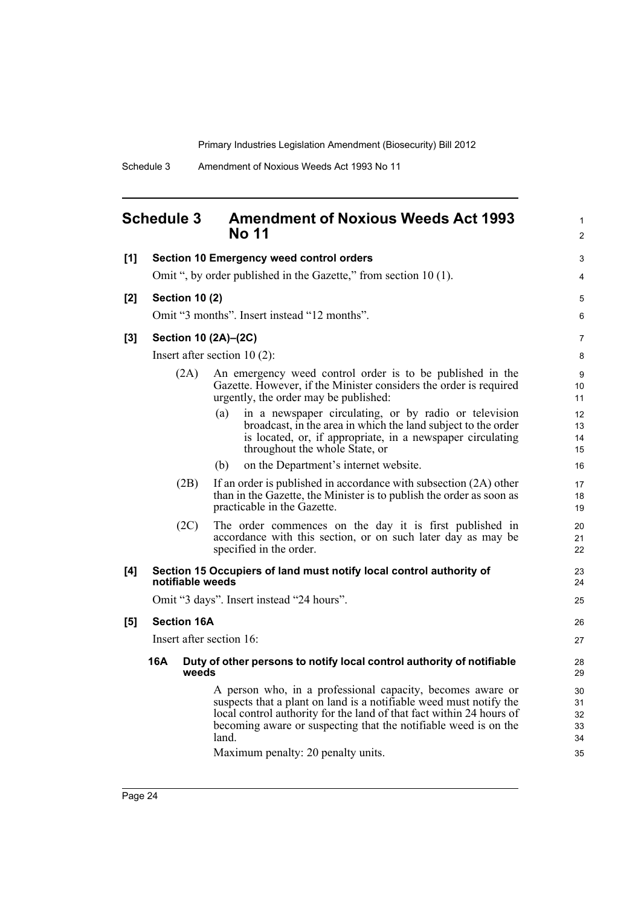## Schedule 3 Amendment of Noxious Weeds Act 1993 No 11

**[1] Section 10 Emergency weed control orders**

Omit ", by order published in the Gazette," from section 10 (1).

**[2] Section 10 (2)**

Omit "3 months". Insert instead "12 months".

**[3] Section 10 (2A)–(2C)**

Insert after section 10 (2):

(2A) An emergency weed control order is to be published in the Gazette. However, if the Minister considers the order is required urgently, the order may be published:

(a) in a newspaper circulating, or by radio or television broadcast, in the area in which the land subject to the order is located, or, if appropriate, in a newspaper circulating throughout the whole State, or

(b) on the Department's internet website.

(2B) If an order is published in accordance with subsection (2A) other than in the Gazette, the Minister is to publish the order as soon as practicable in the Gazette.

(2C) The order commences on the day it is first published in accordance with this section, or on such later day as may be specified in the order.

**[4] Section 15 Occupiers of land must notify local control authority of notifiable weeds**

Omit "3 days". Insert instead "24 hours".

**[5] Section 16A**

Insert after section 16:

**16A Duty of other persons to notify local control authority of notifiable weeds**

A person who, in a professional capacity, becomes aware or suspects that a plant on land is a notifiable weed must notify the local control authority for the land of that fact within 24 hours of becoming aware or suspecting that the notifiable weed is on the land.

Maximum penalty: 20 penalty units.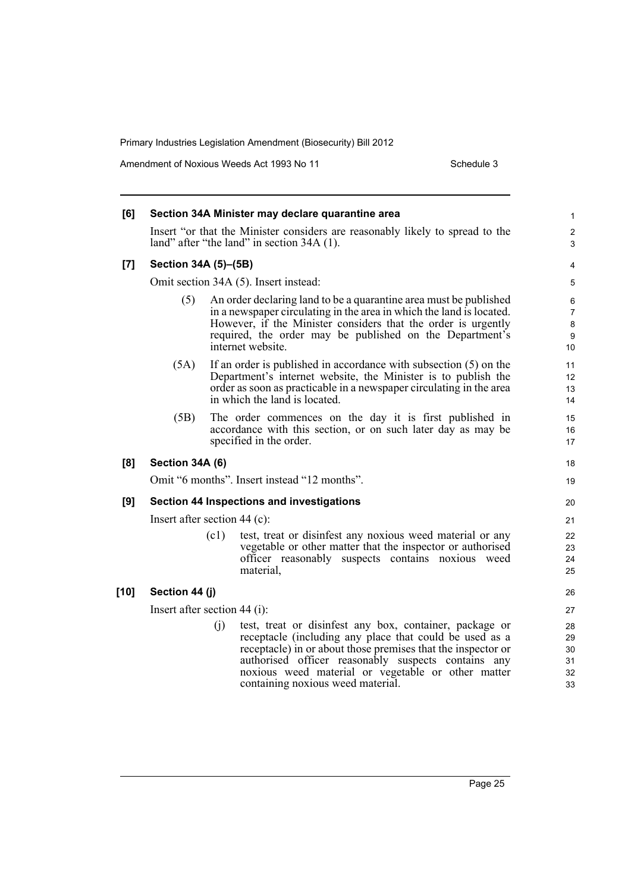#### [6] Section 34A Minister may declare quarantine area

Insert "or that the Minister considers are reasonably likely to spread to the land" after "the land" in section 34A (1).

#### [7] Section 34A (5)–(5B)

Omit section 34A (5). Insert instead:

(5) An order declaring land to be a quarantine area must be published in a newspaper circulating in the area in which the land is located. However, if the Minister considers that the order is urgently required, the order may be published on the Department's internet website.

(5A) If an order is published in accordance with subsection (5) on the Department's internet website, the Minister is to publish the order as soon as practicable in a newspaper circulating in the area in which the land is located.

(5B) The order commences on the day it is first published in accordance with this section, or on such later day as may be specified in the order.

#### [8] Section 34A (6)

Omit "6 months". Insert instead "12 months".

#### [9] Section 44 Inspections and investigations

Insert after section 44 (c):

(c1) test, treat or disinfest any noxious weed material or any vegetable or other matter that the inspector or authorised officer reasonably suspects contains noxious weed material,

#### [10] Section 44 (j)

Insert after section 44 (i):

(j) test, treat or disinfest any box, container, package or receptacle (including any place that could be used as a receptacle) in or about those premises that the inspector or authorised officer reasonably suspects contains any noxious weed material or vegetable or other matter containing noxious weed material.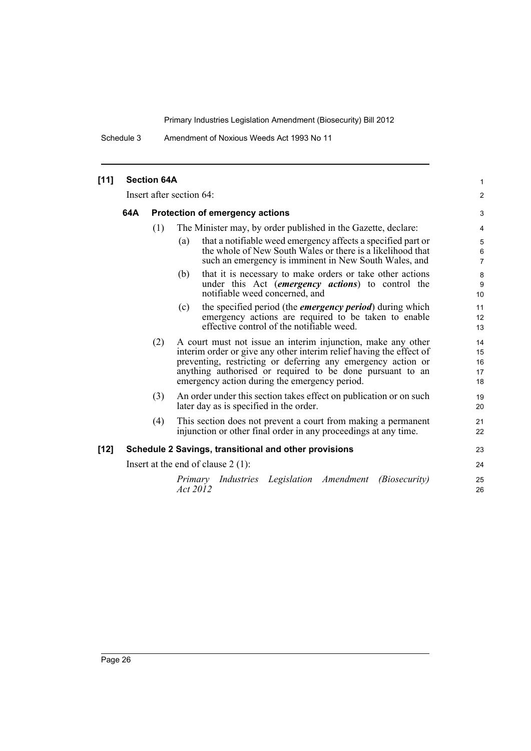**[11] Section 64A**

Insert after section 64:

**64A Protection of emergency actions**

(1) The Minister may, by order published in the Gazette, declare:

(a) that a notifiable weed emergency affects a specified part or the whole of New South Wales or there is a likelihood that such an emergency is imminent in New South Wales, and

(b) that it is necessary to make orders or take other actions under this Act (***emergency actions***) to control the notifiable weed concerned, and

(c) the specified period (the ***emergency period***) during which emergency actions are required to be taken to enable effective control of the notifiable weed.

(2) A court must not issue an interim injunction, make any other interim order or give any other interim relief having the effect of preventing, restricting or deferring any emergency action or anything authorised or required to be done pursuant to an emergency action during the emergency period.

(3) An order under this section takes effect on publication or on such later day as is specified in the order.

(4) This section does not prevent a court from making a permanent injunction or other final order in any proceedings at any time.

**[12] Schedule 2 Savings, transitional and other provisions**

Insert at the end of clause 2 (1):

*Primary Industries Legislation Amendment (Biosecurity) Act 2012*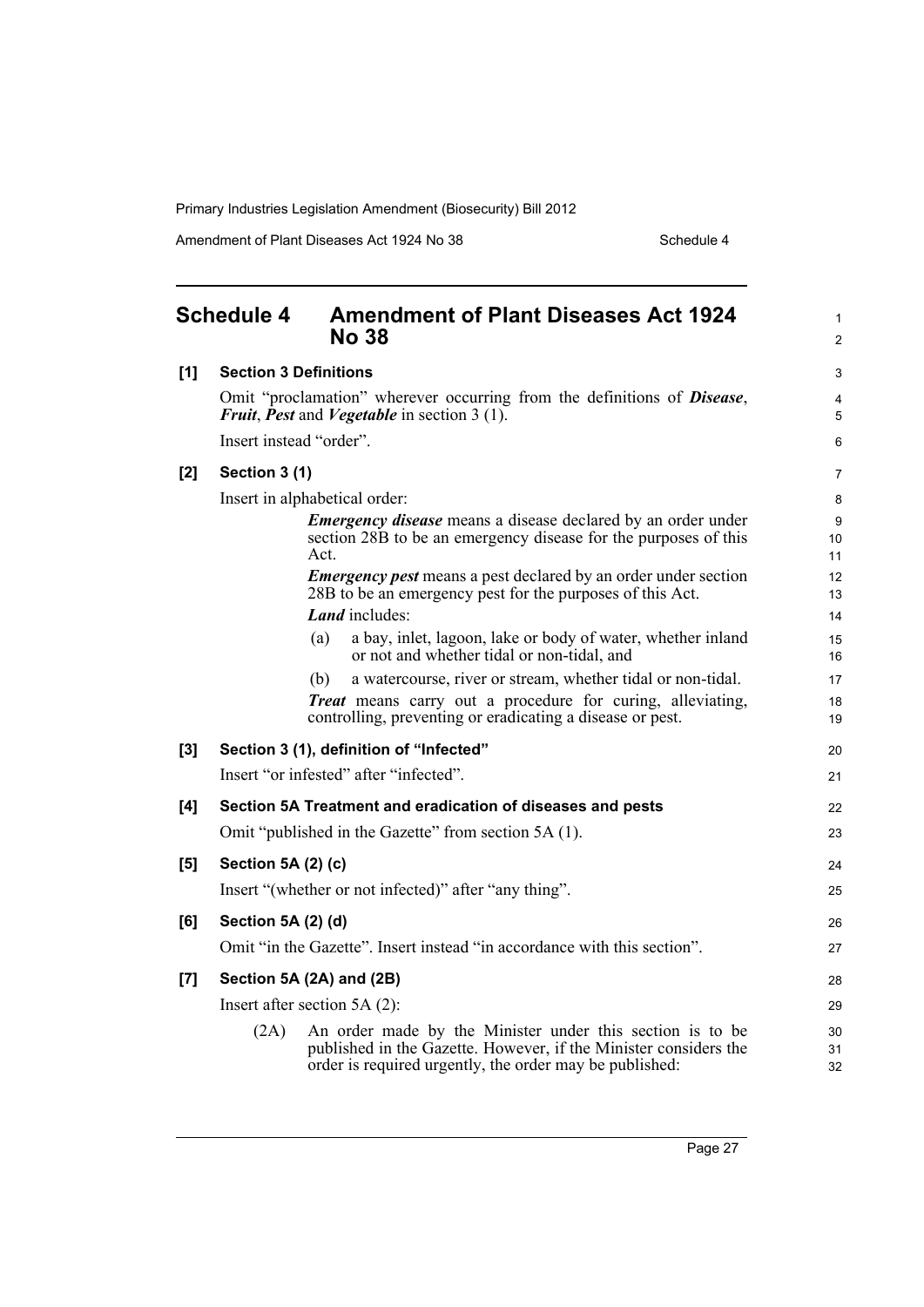## Schedule 4 Amendment of Plant Diseases Act 1924 No 38

**[1] Section 3 Definitions**

Omit "proclamation" wherever occurring from the definitions of ***Disease***, ***Fruit***, ***Pest*** and ***Vegetable*** in section 3 (1).

Insert instead "order".

**[2] Section 3 (1)**

Insert in alphabetical order:

> ***Emergency disease*** means a disease declared by an order under section 28B to be an emergency disease for the purposes of this Act.
>
> ***Emergency pest*** means a pest declared by an order under section 28B to be an emergency pest for the purposes of this Act.
>
> ***Land*** includes:
>
> (a) a bay, inlet, lagoon, lake or body of water, whether inland or not and whether tidal or non-tidal, and
>
> (b) a watercourse, river or stream, whether tidal or non-tidal.
>
> ***Treat*** means carry out a procedure for curing, alleviating, controlling, preventing or eradicating a disease or pest.

**[3] Section 3 (1), definition of "Infected"**

Insert "or infested" after "infected".

**[4] Section 5A Treatment and eradication of diseases and pests**

Omit "published in the Gazette" from section 5A (1).

**[5] Section 5A (2) (c)**

Insert "(whether or not infected)" after "any thing".

**[6] Section 5A (2) (d)**

Omit "in the Gazette". Insert instead "in accordance with this section".

**[7] Section 5A (2A) and (2B)**

Insert after section 5A (2):

> (2A) An order made by the Minister under this section is to be published in the Gazette. However, if the Minister considers the order is required urgently, the order may be published: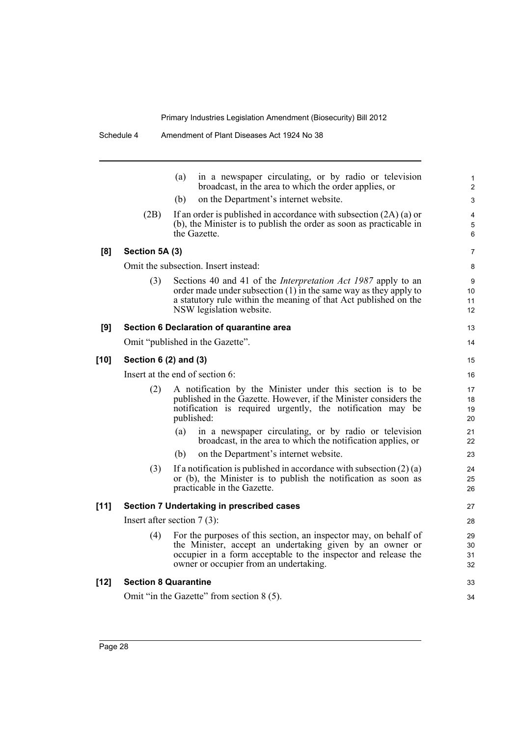(a) in a newspaper circulating, or by radio or television broadcast, in the area to which the order applies, or

(b) on the Department's internet website.

(2B) If an order is published in accordance with subsection (2A) (a) or (b), the Minister is to publish the order as soon as practicable in the Gazette.

**[8] Section 5A (3)**

Omit the subsection. Insert instead:

(3) Sections 40 and 41 of the *Interpretation Act 1987* apply to an order made under subsection (1) in the same way as they apply to a statutory rule within the meaning of that Act published on the NSW legislation website.

**[9] Section 6 Declaration of quarantine area**

Omit "published in the Gazette".

**[10] Section 6 (2) and (3)**

Insert at the end of section 6:

(2) A notification by the Minister under this section is to be published in the Gazette. However, if the Minister considers the notification is required urgently, the notification may be published:

(a) in a newspaper circulating, or by radio or television broadcast, in the area to which the notification applies, or

(b) on the Department's internet website.

(3) If a notification is published in accordance with subsection (2) (a) or (b), the Minister is to publish the notification as soon as practicable in the Gazette.

**[11] Section 7 Undertaking in prescribed cases**

Insert after section 7 (3):

(4) For the purposes of this section, an inspector may, on behalf of the Minister, accept an undertaking given by an owner or occupier in a form acceptable to the inspector and release the owner or occupier from an undertaking.

**[12] Section 8 Quarantine**

Omit "in the Gazette" from section 8 (5).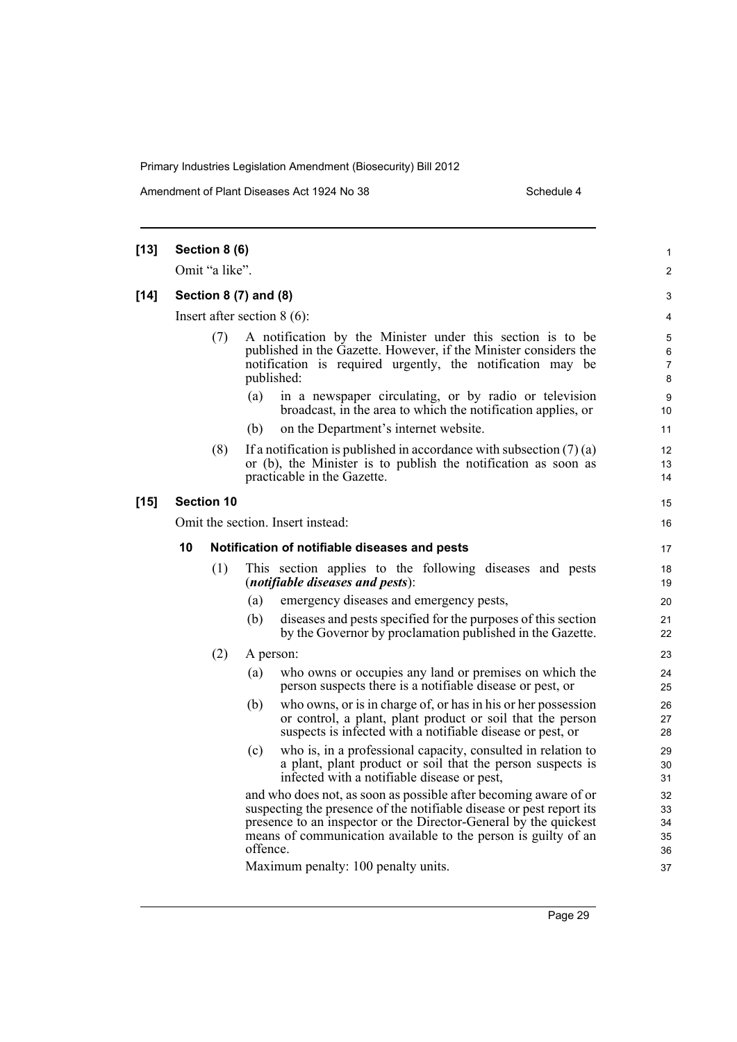**[13] Section 8 (6)**

Omit "a like".

**[14] Section 8 (7) and (8)**

Insert after section 8 (6):

(7) A notification by the Minister under this section is to be published in the Gazette. However, if the Minister considers the notification is required urgently, the notification may be published:

(a) in a newspaper circulating, or by radio or television broadcast, in the area to which the notification applies, or

(b) on the Department's internet website.

(8) If a notification is published in accordance with subsection (7) (a) or (b), the Minister is to publish the notification as soon as practicable in the Gazette.

**[15] Section 10**

Omit the section. Insert instead:

**10 Notification of notifiable diseases and pests**

(1) This section applies to the following diseases and pests (***notifiable diseases and pests***):

(a) emergency diseases and emergency pests,

(b) diseases and pests specified for the purposes of this section by the Governor by proclamation published in the Gazette.

(2) A person:

(a) who owns or occupies any land or premises on which the person suspects there is a notifiable disease or pest, or

(b) who owns, or is in charge of, or has in his or her possession or control, a plant, plant product or soil that the person suspects is infected with a notifiable disease or pest, or

(c) who is, in a professional capacity, consulted in relation to a plant, plant product or soil that the person suspects is infected with a notifiable disease or pest,

and who does not, as soon as possible after becoming aware of or suspecting the presence of the notifiable disease or pest report its presence to an inspector or the Director-General by the quickest means of communication available to the person is guilty of an offence.

Maximum penalty: 100 penalty units.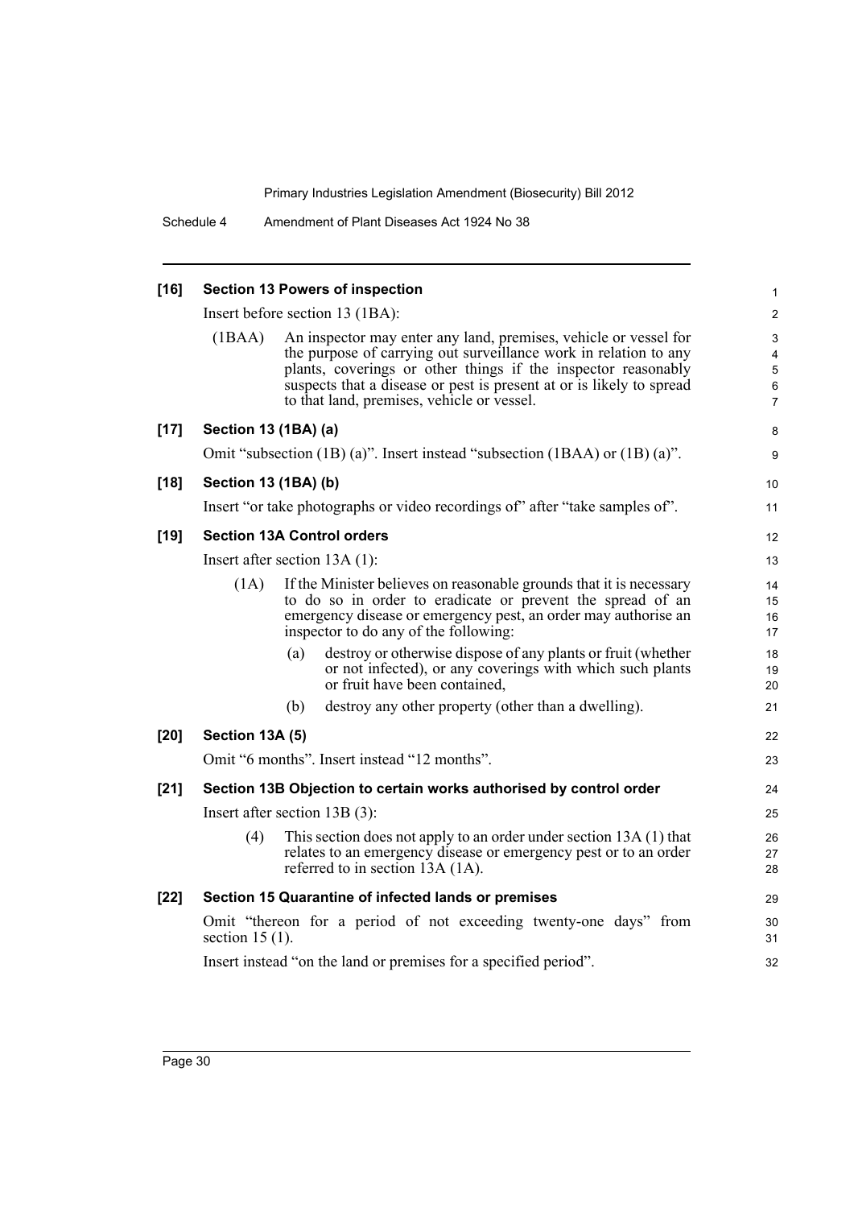**[16] Section 13 Powers of inspection**

Insert before section 13 (1BA):

(1BAA) An inspector may enter any land, premises, vehicle or vessel for the purpose of carrying out surveillance work in relation to any plants, coverings or other things if the inspector reasonably suspects that a disease or pest is present at or is likely to spread to that land, premises, vehicle or vessel.

**[17] Section 13 (1BA) (a)**

Omit "subsection (1B) (a)". Insert instead "subsection (1BAA) or (1B) (a)".

**[18] Section 13 (1BA) (b)**

Insert "or take photographs or video recordings of" after "take samples of".

**[19] Section 13A Control orders**

Insert after section 13A (1):

(1A) If the Minister believes on reasonable grounds that it is necessary to do so in order to eradicate or prevent the spread of an emergency disease or emergency pest, an order may authorise an inspector to do any of the following:

(a) destroy or otherwise dispose of any plants or fruit (whether or not infected), or any coverings with which such plants or fruit have been contained,

(b) destroy any other property (other than a dwelling).

**[20] Section 13A (5)**

Omit "6 months". Insert instead "12 months".

**[21] Section 13B Objection to certain works authorised by control order**

Insert after section 13B (3):

(4) This section does not apply to an order under section 13A (1) that relates to an emergency disease or emergency pest or to an order referred to in section 13A (1A).

**[22] Section 15 Quarantine of infected lands or premises**

Omit "thereon for a period of not exceeding twenty-one days" from section 15 (1).

Insert instead "on the land or premises for a specified period".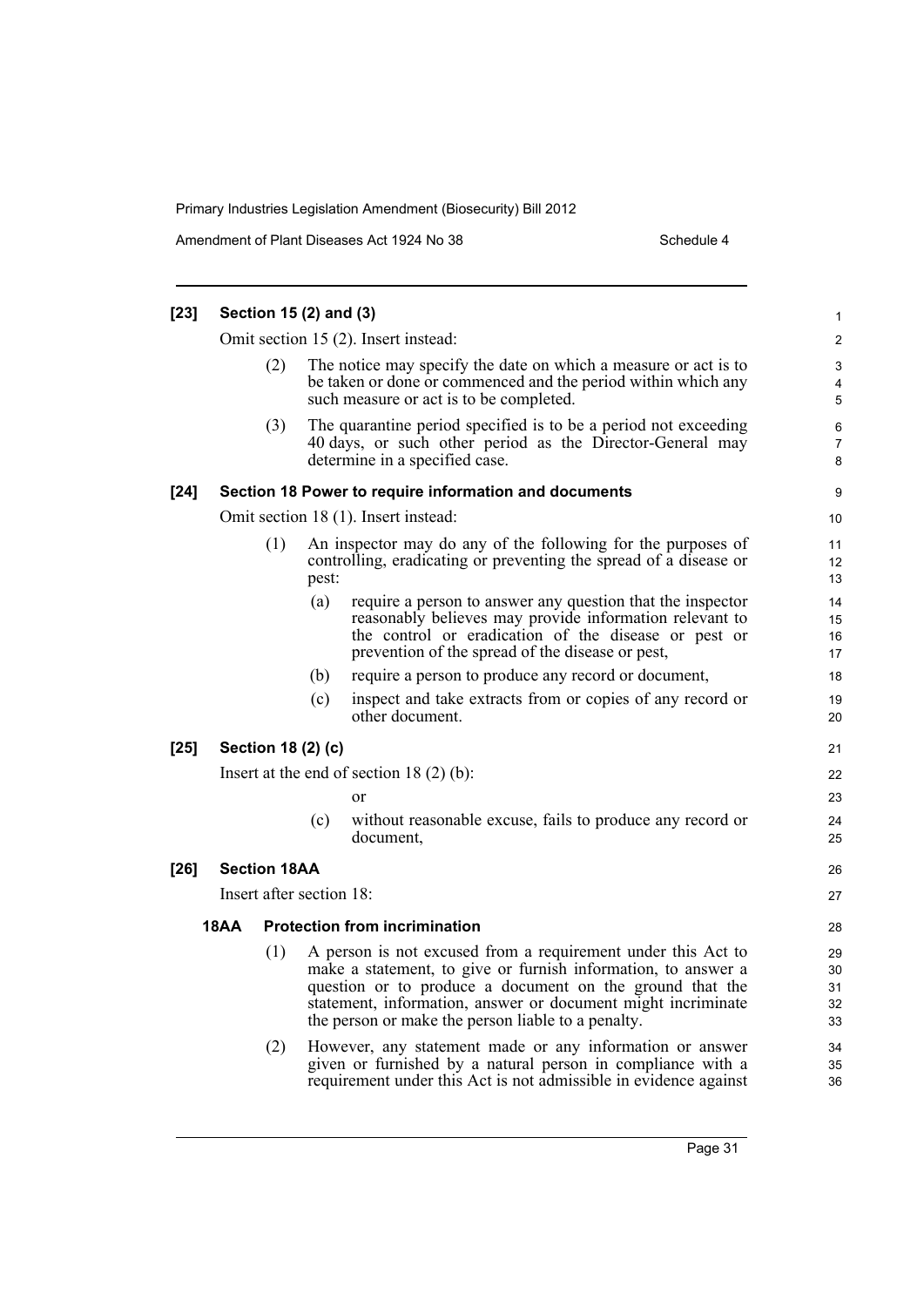**[23] Section 15 (2) and (3)**

Omit section 15 (2). Insert instead:

(2) The notice may specify the date on which a measure or act is to be taken or done or commenced and the period within which any such measure or act is to be completed.

(3) The quarantine period specified is to be a period not exceeding 40 days, or such other period as the Director-General may determine in a specified case.

**[24] Section 18 Power to require information and documents**

Omit section 18 (1). Insert instead:

(1) An inspector may do any of the following for the purposes of controlling, eradicating or preventing the spread of a disease or pest:

(a) require a person to answer any question that the inspector reasonably believes may provide information relevant to the control or eradication of the disease or pest or prevention of the spread of the disease or pest,

(b) require a person to produce any record or document,

(c) inspect and take extracts from or copies of any record or other document.

**[25] Section 18 (2) (c)**

Insert at the end of section 18 (2) (b):

or

(c) without reasonable excuse, fails to produce any record or document,

**[26] Section 18AA**

Insert after section 18:

**18AA Protection from incrimination**

(1) A person is not excused from a requirement under this Act to make a statement, to give or furnish information, to answer a question or to produce a document on the ground that the statement, information, answer or document might incriminate the person or make the person liable to a penalty.

(2) However, any statement made or any information or answer given or furnished by a natural person in compliance with a requirement under this Act is not admissible in evidence against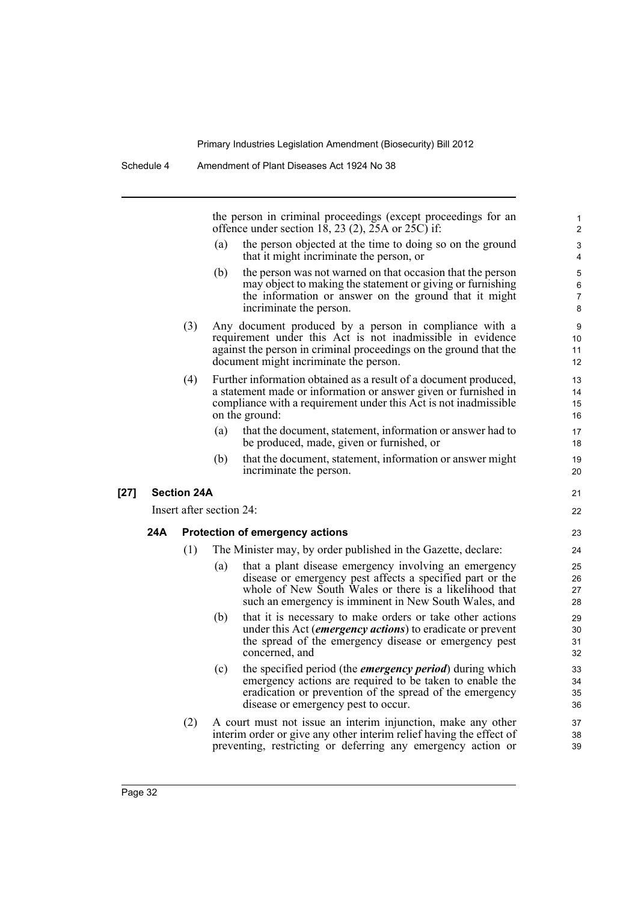the person in criminal proceedings (except proceedings for an offence under section 18, 23 (2), 25A or 25C) if:

(a) the person objected at the time to doing so on the ground that it might incriminate the person, or

(b) the person was not warned on that occasion that the person may object to making the statement or giving or furnishing the information or answer on the ground that it might incriminate the person.

(3) Any document produced by a person in compliance with a requirement under this Act is not inadmissible in evidence against the person in criminal proceedings on the ground that the document might incriminate the person.

(4) Further information obtained as a result of a document produced, a statement made or information or answer given or furnished in compliance with a requirement under this Act is not inadmissible on the ground:

(a) that the document, statement, information or answer had to be produced, made, given or furnished, or

(b) that the document, statement, information or answer might incriminate the person.

**[27] Section 24A**

Insert after section 24:

**24A Protection of emergency actions**

(1) The Minister may, by order published in the Gazette, declare:

(a) that a plant disease emergency involving an emergency disease or emergency pest affects a specified part or the whole of New South Wales or there is a likelihood that such an emergency is imminent in New South Wales, and

(b) that it is necessary to make orders or take other actions under this Act (***emergency actions***) to eradicate or prevent the spread of the emergency disease or emergency pest concerned, and

(c) the specified period (the ***emergency period***) during which emergency actions are required to be taken to enable the eradication or prevention of the spread of the emergency disease or emergency pest to occur.

(2) A court must not issue an interim injunction, make any other interim order or give any other interim relief having the effect of preventing, restricting or deferring any emergency action or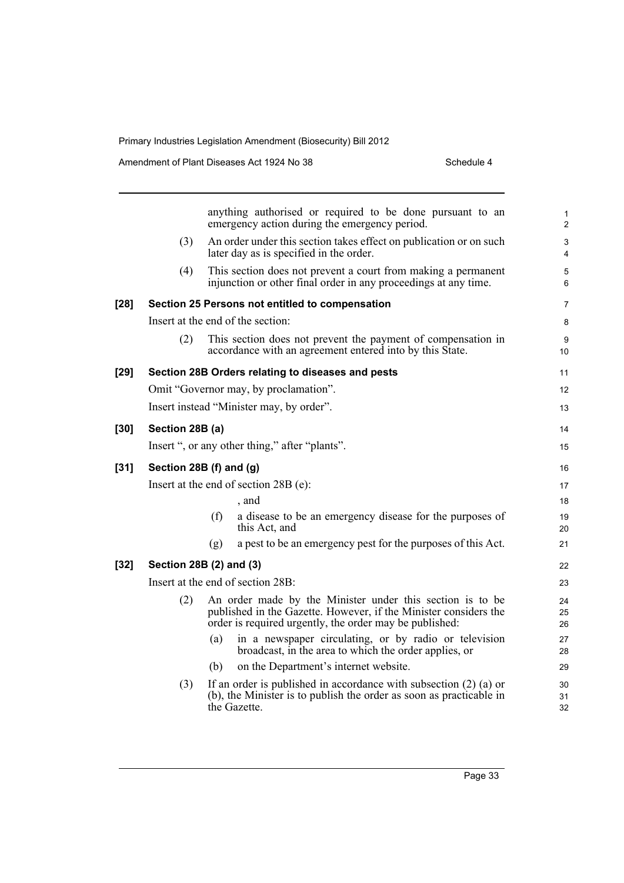anything authorised or required to be done pursuant to an emergency action during the emergency period.

(3) An order under this section takes effect on publication or on such later day as is specified in the order.

(4) This section does not prevent a court from making a permanent injunction or other final order in any proceedings at any time.

**[28] Section 25 Persons not entitled to compensation**

Insert at the end of the section:

(2) This section does not prevent the payment of compensation in accordance with an agreement entered into by this State.

**[29] Section 28B Orders relating to diseases and pests**

Omit "Governor may, by proclamation".

Insert instead "Minister may, by order".

**[30] Section 28B (a)**

Insert ", or any other thing," after "plants".

**[31] Section 28B (f) and (g)**

Insert at the end of section 28B (e):

, and

(f) a disease to be an emergency disease for the purposes of this Act, and

(g) a pest to be an emergency pest for the purposes of this Act.

**[32] Section 28B (2) and (3)**

Insert at the end of section 28B:

(2) An order made by the Minister under this section is to be published in the Gazette. However, if the Minister considers the order is required urgently, the order may be published:

(a) in a newspaper circulating, or by radio or television broadcast, in the area to which the order applies, or

(b) on the Department's internet website.

(3) If an order is published in accordance with subsection (2) (a) or (b), the Minister is to publish the order as soon as practicable in the Gazette.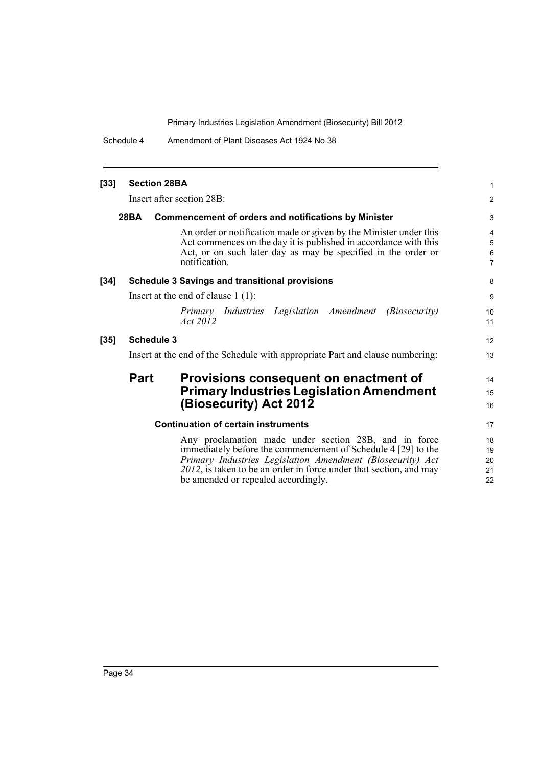**[33] Section 28BA**

Insert after section 28B:

**28BA Commencement of orders and notifications by Minister**

An order or notification made or given by the Minister under this Act commences on the day it is published in accordance with this Act, or on such later day as may be specified in the order or notification.

**[34] Schedule 3 Savings and transitional provisions**

Insert at the end of clause 1 (1):

*Primary Industries Legislation Amendment (Biosecurity) Act 2012*

**[35] Schedule 3**

Insert at the end of the Schedule with appropriate Part and clause numbering:

## Part Provisions consequent on enactment of Primary Industries Legislation Amendment (Biosecurity) Act 2012

**Continuation of certain instruments**

Any proclamation made under section 28B, and in force immediately before the commencement of Schedule 4 [29] to the *Primary Industries Legislation Amendment (Biosecurity) Act 2012*, is taken to be an order in force under that section, and may be amended or repealed accordingly.